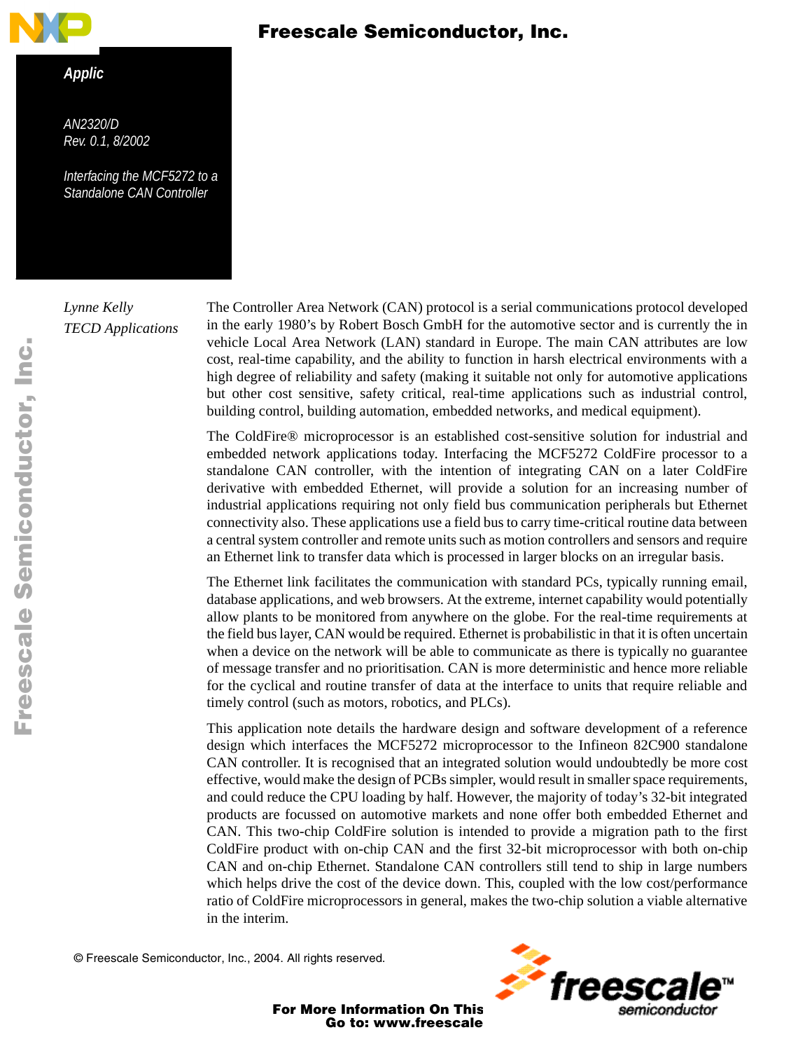**Application Note**

AN2320/D
Rev. 0.1, 8/2002

# Interfacing the MCF5272 to a Standalone CAN Controller

*Lynne Kelly*
*TECD Applications*

The Controller Area Network (CAN) protocol is a serial communications protocol developed in the early 1980's by Robert Bosch GmbH for the automotive sector and is currently the in vehicle Local Area Network (LAN) standard in Europe. The main CAN attributes are low cost, real-time capability, and the ability to function in harsh electrical environments with a high degree of reliability and safety (making it suitable not only for automotive applications but other cost sensitive, safety critical, real-time applications such as industrial control, building control, building automation, embedded networks, and medical equipment).

The ColdFire® microprocessor is an established cost-sensitive solution for industrial and embedded network applications today. Interfacing the MCF5272 ColdFire processor to a standalone CAN controller, with the intention of integrating CAN on a later ColdFire derivative with embedded Ethernet, will provide a solution for an increasing number of industrial applications requiring not only field bus communication peripherals but Ethernet connectivity also. These applications use a field bus to carry time-critical routine data between a central system controller and remote units such as motion controllers and sensors and require an Ethernet link to transfer data which is processed in larger blocks on an irregular basis.

The Ethernet link facilitates the communication with standard PCs, typically running email, database applications, and web browsers. At the extreme, internet capability would potentially allow plants to be monitored from anywhere on the globe. For the real-time requirements at the field bus layer, CAN would be required. Ethernet is probabilistic in that it is often uncertain when a device on the network will be able to communicate as there is typically no guarantee of message transfer and no prioritisation. CAN is more deterministic and hence more reliable for the cyclical and routine transfer of data at the interface to units that require reliable and timely control (such as motors, robotics, and PLCs).

This application note details the hardware design and software development of a reference design which interfaces the MCF5272 microprocessor to the Infineon 82C900 standalone CAN controller. It is recognised that an integrated solution would undoubtedly be more cost effective, would make the design of PCBs simpler, would result in smaller space requirements, and could reduce the CPU loading by half. However, the majority of today's 32-bit integrated products are focussed on automotive markets and none offer both embedded Ethernet and CAN. This two-chip ColdFire solution is intended to provide a migration path to the first ColdFire product with on-chip CAN and the first 32-bit microprocessor with both on-chip CAN and on-chip Ethernet. Standalone CAN controllers still tend to ship in large numbers which helps drive the cost of the device down. This, coupled with the low cost/performance ratio of ColdFire microprocessors in general, makes the two-chip solution a viable alternative in the interim.

© Freescale Semiconductor, Inc., 2004. All rights reserved.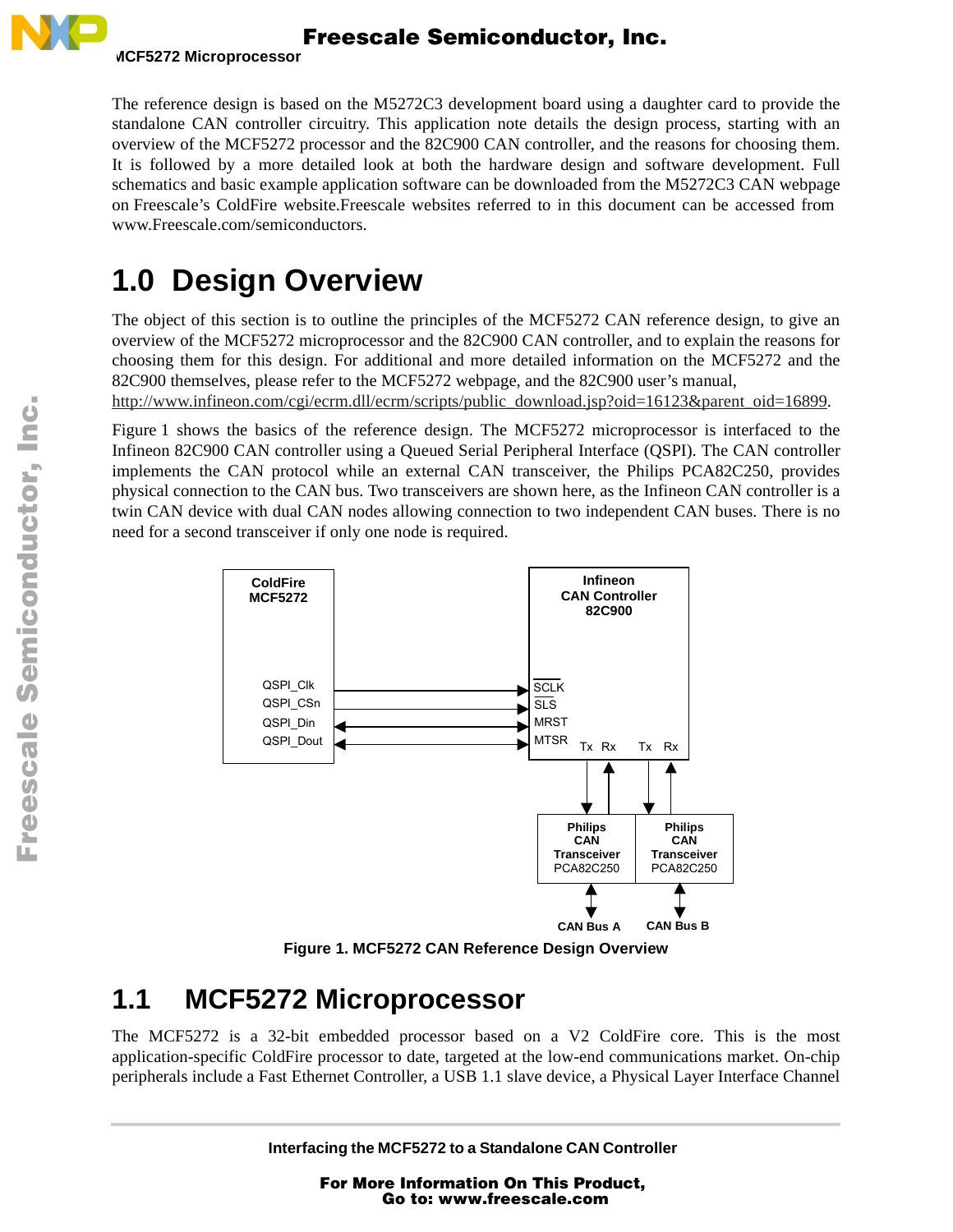The reference design is based on the M5272C3 development board using a daughter card to provide the standalone CAN controller circuitry. This application note details the design process, starting with an overview of the MCF5272 processor and the 82C900 CAN controller, and the reasons for choosing them. It is followed by a more detailed look at both the hardware design and software development. Full schematics and basic example application software can be downloaded from the M5272C3 CAN webpage on Freescale's ColdFire website.Freescale websites referred to in this document can be accessed from www.Freescale.com/semiconductors.

# 1.0 Design Overview

The object of this section is to outline the principles of the MCF5272 CAN reference design, to give an overview of the MCF5272 microprocessor and the 82C900 CAN controller, and to explain the reasons for choosing them for this design. For additional and more detailed information on the MCF5272 and the 82C900 themselves, please refer to the MCF5272 webpage, and the 82C900 user's manual, http://www.infineon.com/cgi/ecrm.dll/ecrm/scripts/public_download.jsp?oid=16123&parent_oid=16899.

Figure 1 shows the basics of the reference design. The MCF5272 microprocessor is interfaced to the Infineon 82C900 CAN controller using a Queued Serial Peripheral Interface (QSPI). The CAN controller implements the CAN protocol while an external CAN transceiver, the Philips PCA82C250, provides physical connection to the CAN bus. Two transceivers are shown here, as the Infineon CAN controller is a twin CAN device with dual CAN nodes allowing connection to two independent CAN buses. There is no need for a second transceiver if only one node is required.

Figure 1. MCF5272 CAN Reference Design Overview

## 1.1 MCF5272 Microprocessor

The MCF5272 is a 32-bit embedded processor based on a V2 ColdFire core. This is the most application-specific ColdFire processor to date, targeted at the low-end communications market. On-chip peripherals include a Fast Ethernet Controller, a USB 1.1 slave device, a Physical Layer Interface Channel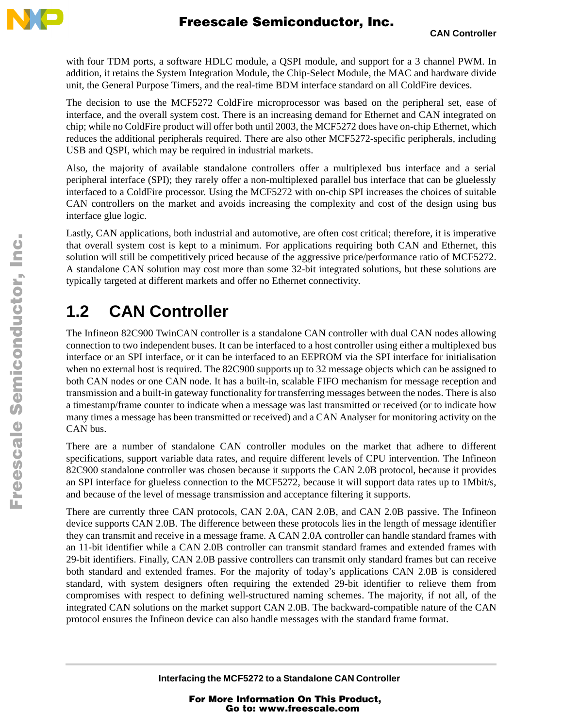with four TDM ports, a software HDLC module, a QSPI module, and support for a 3 channel PWM. In addition, it retains the System Integration Module, the Chip-Select Module, the MAC and hardware divide unit, the General Purpose Timers, and the real-time BDM interface standard on all ColdFire devices.

The decision to use the MCF5272 ColdFire microprocessor was based on the peripheral set, ease of interface, and the overall system cost. There is an increasing demand for Ethernet and CAN integrated on chip; while no ColdFire product will offer both until 2003, the MCF5272 does have on-chip Ethernet, which reduces the additional peripherals required. There are also other MCF5272-specific peripherals, including USB and QSPI, which may be required in industrial markets.

Also, the majority of available standalone controllers offer a multiplexed bus interface and a serial peripheral interface (SPI); they rarely offer a non-multiplexed parallel bus interface that can be gluelessly interfaced to a ColdFire processor. Using the MCF5272 with on-chip SPI increases the choices of suitable CAN controllers on the market and avoids increasing the complexity and cost of the design using bus interface glue logic.

Lastly, CAN applications, both industrial and automotive, are often cost critical; therefore, it is imperative that overall system cost is kept to a minimum. For applications requiring both CAN and Ethernet, this solution will still be competitively priced because of the aggressive price/performance ratio of MCF5272. A standalone CAN solution may cost more than some 32-bit integrated solutions, but these solutions are typically targeted at different markets and offer no Ethernet connectivity.

## 1.2 CAN Controller

The Infineon 82C900 TwinCAN controller is a standalone CAN controller with dual CAN nodes allowing connection to two independent buses. It can be interfaced to a host controller using either a multiplexed bus interface or an SPI interface, or it can be interfaced to an EEPROM via the SPI interface for initialisation when no external host is required. The 82C900 supports up to 32 message objects which can be assigned to both CAN nodes or one CAN node. It has a built-in, scalable FIFO mechanism for message reception and transmission and a built-in gateway functionality for transferring messages between the nodes. There is also a timestamp/frame counter to indicate when a message was last transmitted or received (or to indicate how many times a message has been transmitted or received) and a CAN Analyser for monitoring activity on the CAN bus.

There are a number of standalone CAN controller modules on the market that adhere to different specifications, support variable data rates, and require different levels of CPU intervention. The Infineon 82C900 standalone controller was chosen because it supports the CAN 2.0B protocol, because it provides an SPI interface for glueless connection to the MCF5272, because it will support data rates up to 1Mbit/s, and because of the level of message transmission and acceptance filtering it supports.

There are currently three CAN protocols, CAN 2.0A, CAN 2.0B, and CAN 2.0B passive. The Infineon device supports CAN 2.0B. The difference between these protocols lies in the length of message identifier they can transmit and receive in a message frame. A CAN 2.0A controller can handle standard frames with an 11-bit identifier while a CAN 2.0B controller can transmit standard frames and extended frames with 29-bit identifiers. Finally, CAN 2.0B passive controllers can transmit only standard frames but can receive both standard and extended frames. For the majority of today's applications CAN 2.0B is considered standard, with system designers often requiring the extended 29-bit identifier to relieve them from compromises with respect to defining well-structured naming schemes. The majority, if not all, of the integrated CAN solutions on the market support CAN 2.0B. The backward-compatible nature of the CAN protocol ensures the Infineon device can also handle messages with the standard frame format.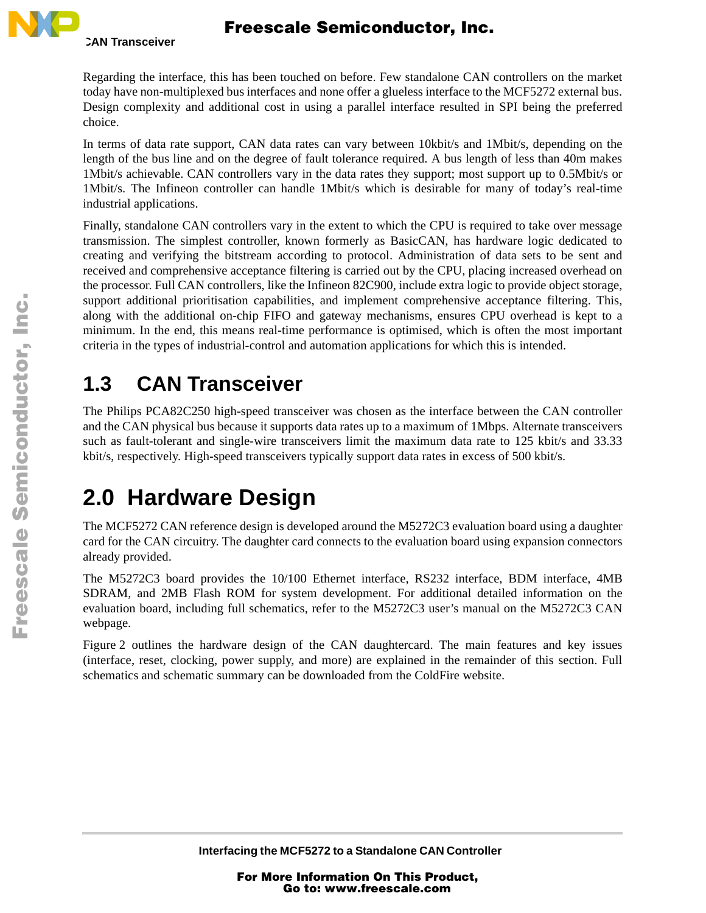Regarding the interface, this has been touched on before. Few standalone CAN controllers on the market today have non-multiplexed bus interfaces and none offer a glueless interface to the MCF5272 external bus. Design complexity and additional cost in using a parallel interface resulted in SPI being the preferred choice.

In terms of data rate support, CAN data rates can vary between 10kbit/s and 1Mbit/s, depending on the length of the bus line and on the degree of fault tolerance required. A bus length of less than 40m makes 1Mbit/s achievable. CAN controllers vary in the data rates they support; most support up to 0.5Mbit/s or 1Mbit/s. The Infineon controller can handle 1Mbit/s which is desirable for many of today's real-time industrial applications.

Finally, standalone CAN controllers vary in the extent to which the CPU is required to take over message transmission. The simplest controller, known formerly as BasicCAN, has hardware logic dedicated to creating and verifying the bitstream according to protocol. Administration of data sets to be sent and received and comprehensive acceptance filtering is carried out by the CPU, placing increased overhead on the processor. Full CAN controllers, like the Infineon 82C900, include extra logic to provide object storage, support additional prioritisation capabilities, and implement comprehensive acceptance filtering. This, along with the additional on-chip FIFO and gateway mechanisms, ensures CPU overhead is kept to a minimum. In the end, this means real-time performance is optimised, which is often the most important criteria in the types of industrial-control and automation applications for which this is intended.

## 1.3 CAN Transceiver

The Philips PCA82C250 high-speed transceiver was chosen as the interface between the CAN controller and the CAN physical bus because it supports data rates up to a maximum of 1Mbps. Alternate transceivers such as fault-tolerant and single-wire transceivers limit the maximum data rate to 125 kbit/s and 33.33 kbit/s, respectively. High-speed transceivers typically support data rates in excess of 500 kbit/s.

# 2.0 Hardware Design

The MCF5272 CAN reference design is developed around the M5272C3 evaluation board using a daughter card for the CAN circuitry. The daughter card connects to the evaluation board using expansion connectors already provided.

The M5272C3 board provides the 10/100 Ethernet interface, RS232 interface, BDM interface, 4MB SDRAM, and 2MB Flash ROM for system development. For additional detailed information on the evaluation board, including full schematics, refer to the M5272C3 user's manual on the M5272C3 CAN webpage.

Figure 2 outlines the hardware design of the CAN daughtercard. The main features and key issues (interface, reset, clocking, power supply, and more) are explained in the remainder of this section. Full schematics and schematic summary can be downloaded from the ColdFire website.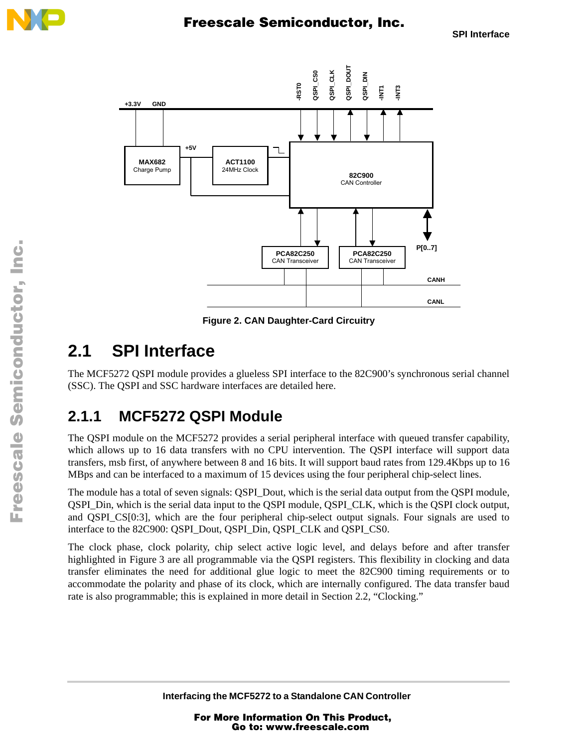Figure 2. CAN Daughter-Card Circuitry

## 2.1 SPI Interface

The MCF5272 QSPI module provides a glueless SPI interface to the 82C900's synchronous serial channel (SSC). The QSPI and SSC hardware interfaces are detailed here.

### 2.1.1 MCF5272 QSPI Module

The QSPI module on the MCF5272 provides a serial peripheral interface with queued transfer capability, which allows up to 16 data transfers with no CPU intervention. The QSPI interface will support data transfers, msb first, of anywhere between 8 and 16 bits. It will support baud rates from 129.4Kbps up to 16 MBps and can be interfaced to a maximum of 15 devices using the four peripheral chip-select lines.

The module has a total of seven signals: QSPI_Dout, which is the serial data output from the QSPI module, QSPI_Din, which is the serial data input to the QSPI module, QSPI_CLK, which is the QSPI clock output, and QSPI_CS[0:3], which are the four peripheral chip-select output signals. Four signals are used to interface to the 82C900: QSPI_Dout, QSPI_Din, QSPI_CLK and QSPI_CS0.

The clock phase, clock polarity, chip select active logic level, and delays before and after transfer highlighted in Figure 3 are all programmable via the QSPI registers. This flexibility in clocking and data transfer eliminates the need for additional glue logic to meet the 82C900 timing requirements or to accommodate the polarity and phase of its clock, which are internally configured. The data transfer baud rate is also programmable; this is explained in more detail in Section 2.2, "Clocking."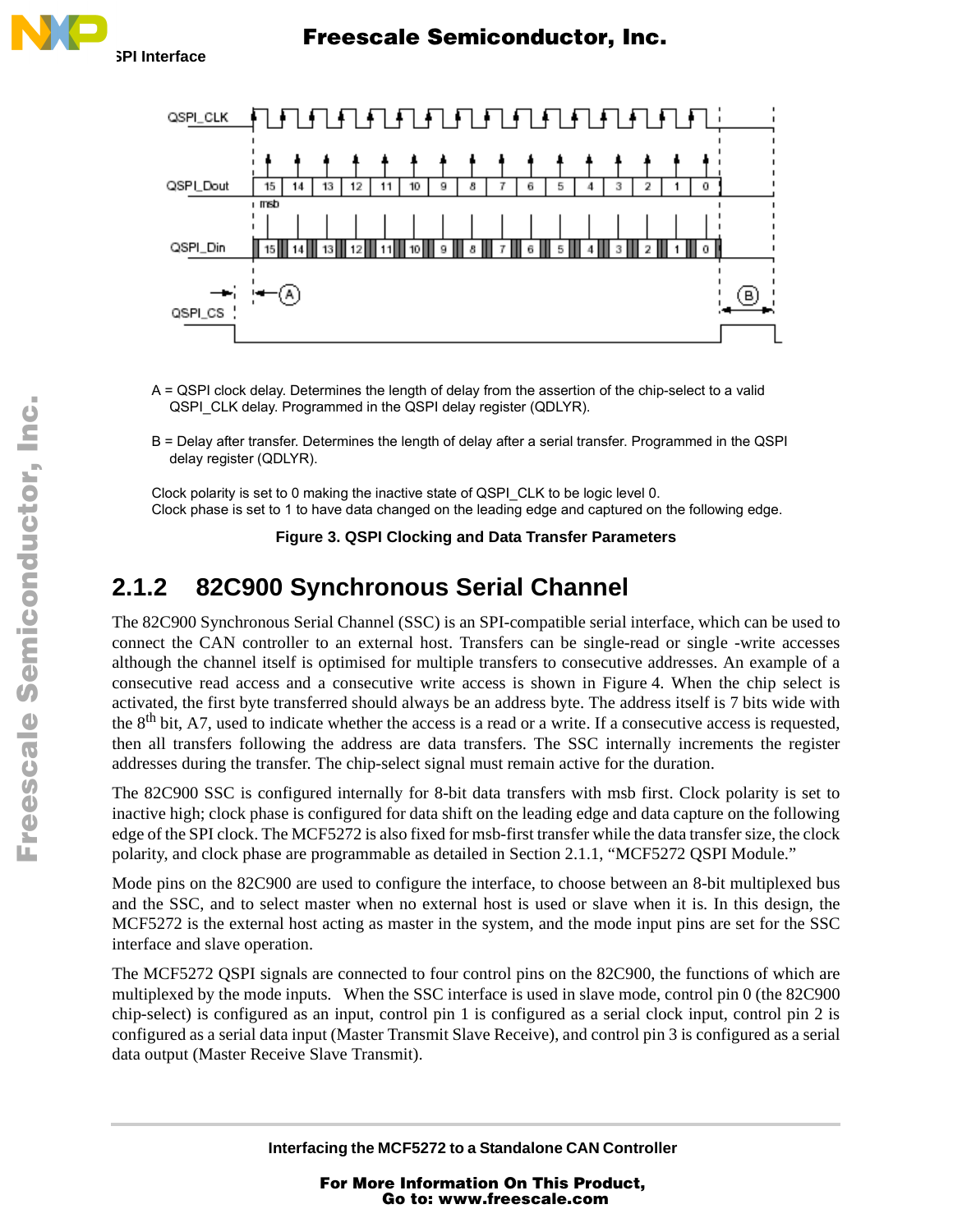A = QSPI clock delay. Determines the length of delay from the assertion of the chip-select to a valid QSPI_CLK delay. Programmed in the QSPI delay register (QDLYR).

B = Delay after transfer. Determines the length of delay after a serial transfer. Programmed in the QSPI delay register (QDLYR).

Clock polarity is set to 0 making the inactive state of QSPI_CLK to be logic level 0.
Clock phase is set to 1 to have data changed on the leading edge and captured on the following edge.

**Figure 3. QSPI Clocking and Data Transfer Parameters**

### 2.1.2 82C900 Synchronous Serial Channel

The 82C900 Synchronous Serial Channel (SSC) is an SPI-compatible serial interface, which can be used to connect the CAN controller to an external host. Transfers can be single-read or single -write accesses although the channel itself is optimised for multiple transfers to consecutive addresses. An example of a consecutive read access and a consecutive write access is shown in Figure 4. When the chip select is activated, the first byte transferred should always be an address byte. The address itself is 7 bits wide with the 8th bit, A7, used to indicate whether the access is a read or a write. If a consecutive access is requested, then all transfers following the address are data transfers. The SSC internally increments the register addresses during the transfer. The chip-select signal must remain active for the duration.

The 82C900 SSC is configured internally for 8-bit data transfers with msb first. Clock polarity is set to inactive high; clock phase is configured for data shift on the leading edge and data capture on the following edge of the SPI clock. The MCF5272 is also fixed for msb-first transfer while the data transfer size, the clock polarity, and clock phase are programmable as detailed in Section 2.1.1, "MCF5272 QSPI Module."

Mode pins on the 82C900 are used to configure the interface, to choose between an 8-bit multiplexed bus and the SSC, and to select master when no external host is used or slave when it is. In this design, the MCF5272 is the external host acting as master in the system, and the mode input pins are set for the SSC interface and slave operation.

The MCF5272 QSPI signals are connected to four control pins on the 82C900, the functions of which are multiplexed by the mode inputs. When the SSC interface is used in slave mode, control pin 0 (the 82C900 chip-select) is configured as an input, control pin 1 is configured as a serial clock input, control pin 2 is configured as a serial data input (Master Transmit Slave Receive), and control pin 3 is configured as a serial data output (Master Receive Slave Transmit).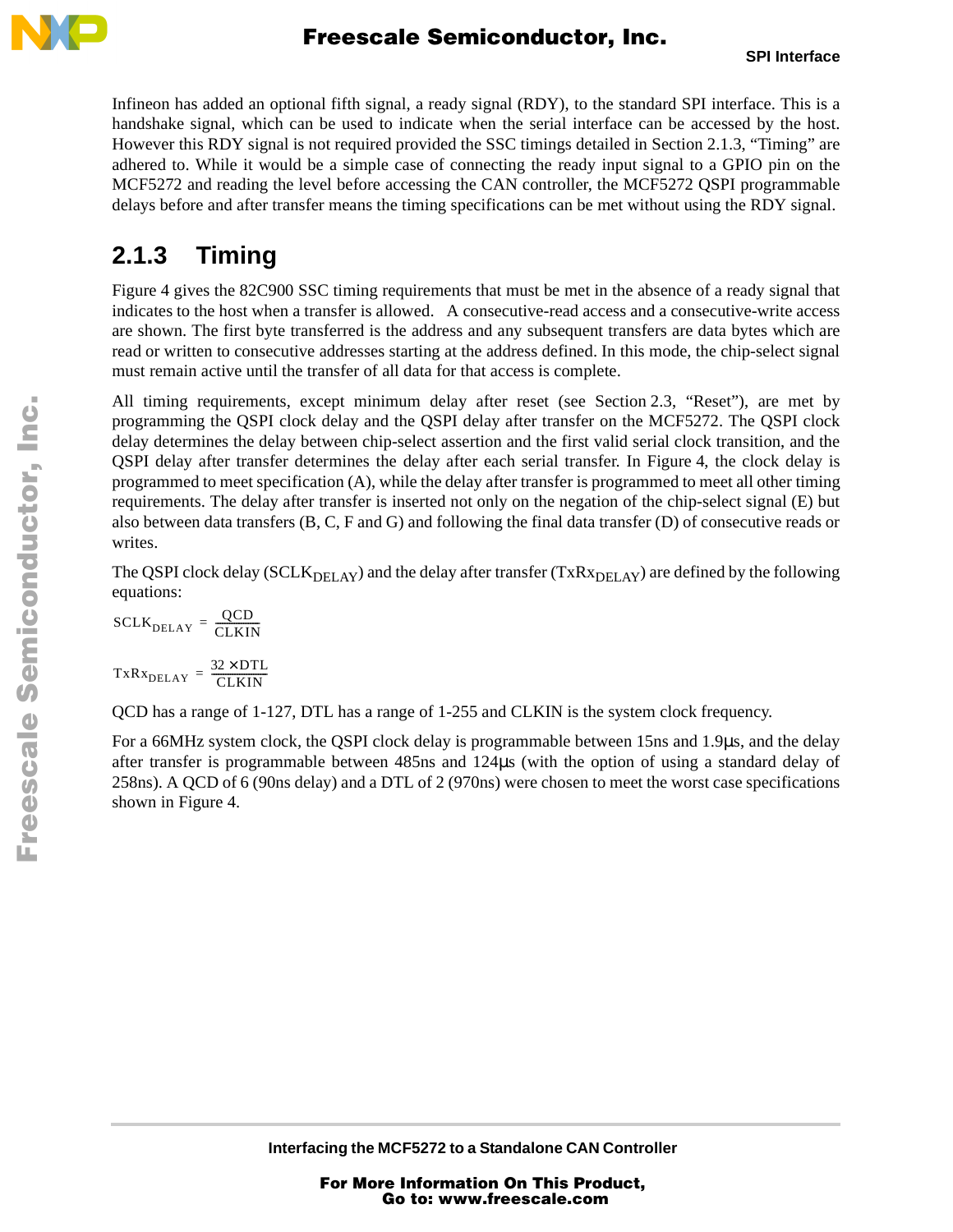Infineon has added an optional fifth signal, a ready signal (RDY), to the standard SPI interface. This is a handshake signal, which can be used to indicate when the serial interface can be accessed by the host. However this RDY signal is not required provided the SSC timings detailed in Section 2.1.3, "Timing" are adhered to. While it would be a simple case of connecting the ready input signal to a GPIO pin on the MCF5272 and reading the level before accessing the CAN controller, the MCF5272 QSPI programmable delays before and after transfer means the timing specifications can be met without using the RDY signal.

### 2.1.3 Timing

Figure 4 gives the 82C900 SSC timing requirements that must be met in the absence of a ready signal that indicates to the host when a transfer is allowed. A consecutive-read access and a consecutive-write access are shown. The first byte transferred is the address and any subsequent transfers are data bytes which are read or written to consecutive addresses starting at the address defined. In this mode, the chip-select signal must remain active until the transfer of all data for that access is complete.

All timing requirements, except minimum delay after reset (see Section 2.3, "Reset"), are met by programming the QSPI clock delay and the QSPI delay after transfer on the MCF5272. The QSPI clock delay determines the delay between chip-select assertion and the first valid serial clock transition, and the QSPI delay after transfer determines the delay after each serial transfer. In Figure 4, the clock delay is programmed to meet specification (A), while the delay after transfer is programmed to meet all other timing requirements. The delay after transfer is inserted not only on the negation of the chip-select signal (E) but also between data transfers (B, C, F and G) and following the final data transfer (D) of consecutive reads or writes.

The QSPI clock delay ($SCLK_{DELAY}$) and the delay after transfer ($TxRx_{DELAY}$) are defined by the following equations:

$$SCLK_{DELAY} = \frac{QCD}{CLKIN}$$

$$TxRx_{DELAY} = \frac{32 \times DTL}{CLKIN}$$

QCD has a range of 1-127, DTL has a range of 1-255 and CLKIN is the system clock frequency.

For a 66MHz system clock, the QSPI clock delay is programmable between 15ns and 1.9µs, and the delay after transfer is programmable between 485ns and 124µs (with the option of using a standard delay of 258ns). A QCD of 6 (90ns delay) and a DTL of 2 (970ns) were chosen to meet the worst case specifications shown in Figure 4.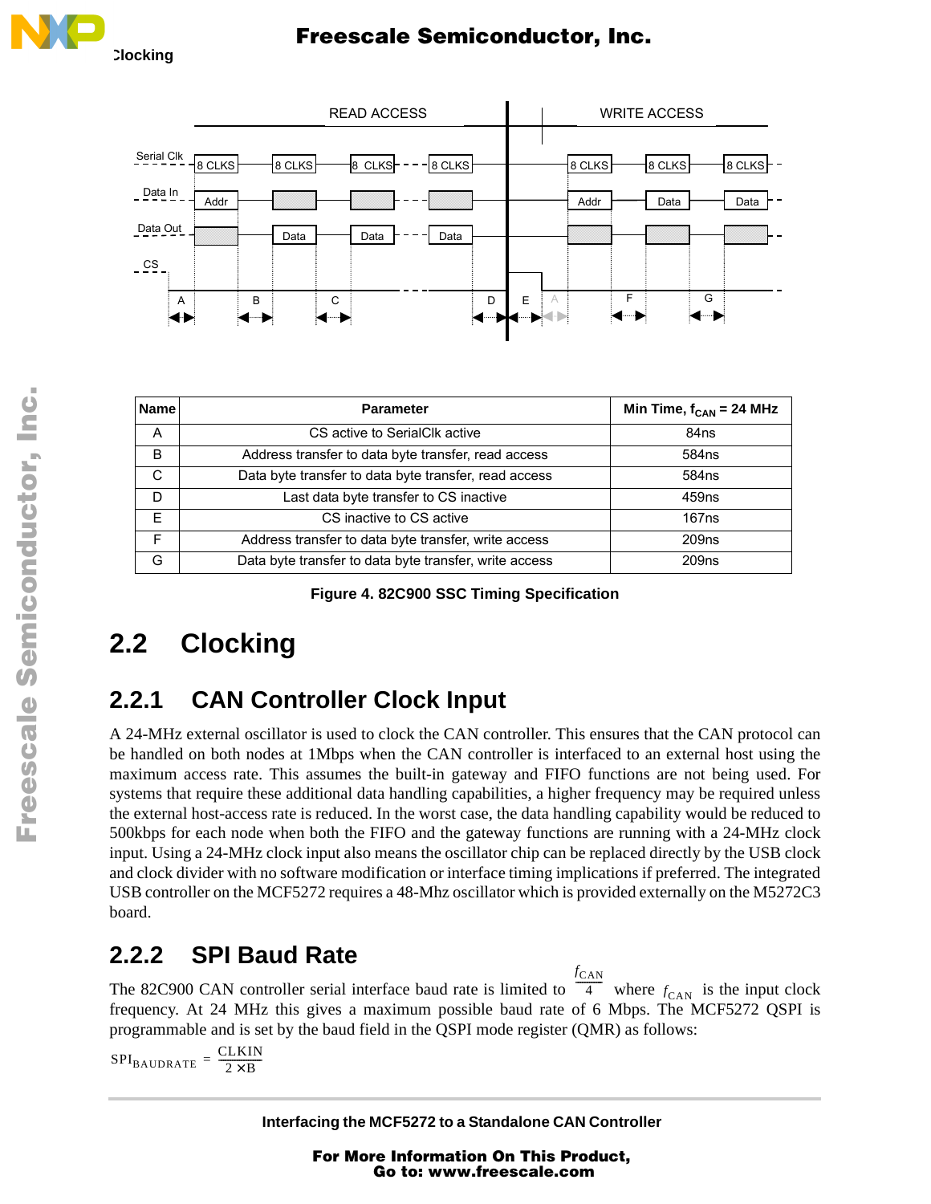| Name | Parameter | Min Time, $f_{CAN}$ = 24 MHz |
|---|---|---|
| A | CS active to SerialClk active | 84ns |
| B | Address transfer to data byte transfer, read access | 584ns |
| C | Data byte transfer to data byte transfer, read access | 584ns |
| D | Last data byte transfer to CS inactive | 459ns |
| E | CS inactive to CS active | 167ns |
| F | Address transfer to data byte transfer, write access | 209ns |
| G | Data byte transfer to data byte transfer, write access | 209ns |

**Figure 4. 82C900 SSC Timing Specification**

## 2.2 Clocking

### 2.2.1 CAN Controller Clock Input

A 24-MHz external oscillator is used to clock the CAN controller. This ensures that the CAN protocol can be handled on both nodes at 1Mbps when the CAN controller is interfaced to an external host using the maximum access rate. This assumes the built-in gateway and FIFO functions are not being used. For systems that require these additional data handling capabilities, a higher frequency may be required unless the external host-access rate is reduced. In the worst case, the data handling capability would be reduced to 500kbps for each node when both the FIFO and the gateway functions are running with a 24-MHz clock input. Using a 24-MHz clock input also means the oscillator chip can be replaced directly by the USB clock and clock divider with no software modification or interface timing implications if preferred. The integrated USB controller on the MCF5272 requires a 48-Mhz oscillator which is provided externally on the M5272C3 board.

### 2.2.2 SPI Baud Rate

The 82C900 CAN controller serial interface baud rate is limited to $\frac{f_{CAN}}{4}$ where $f_{CAN}$ is the input clock frequency. At 24 MHz this gives a maximum possible baud rate of 6 Mbps. The MCF5272 QSPI is programmable and is set by the baud field in the QSPI mode register (QMR) as follows:

$$SPI_{BAUDRATE} = \frac{CLKIN}{2 \times B}$$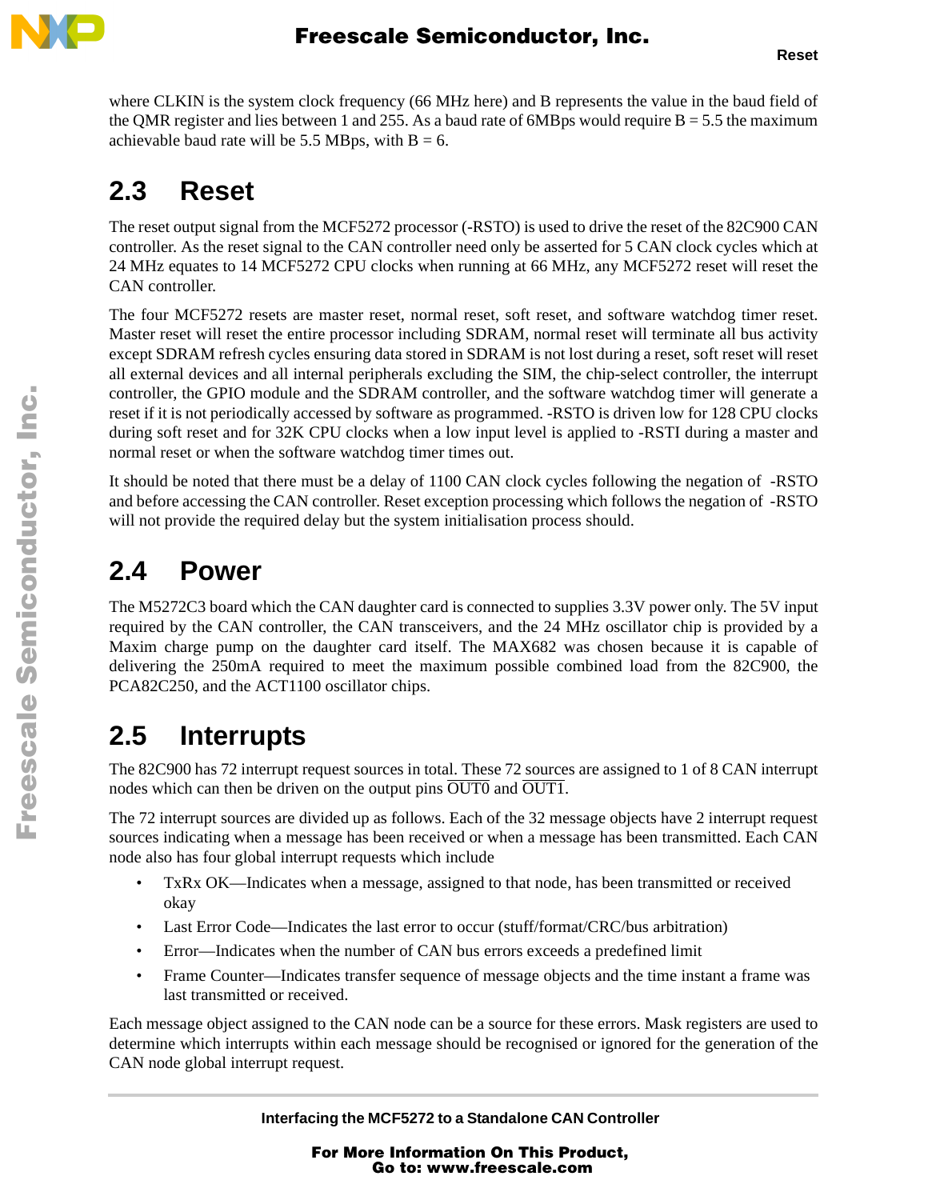where CLKIN is the system clock frequency (66 MHz here) and B represents the value in the baud field of the QMR register and lies between 1 and 255. As a baud rate of 6MBps would require B = 5.5 the maximum achievable baud rate will be 5.5 MBps, with B = 6.

## 2.3 Reset

The reset output signal from the MCF5272 processor (-RSTO) is used to drive the reset of the 82C900 CAN controller. As the reset signal to the CAN controller need only be asserted for 5 CAN clock cycles which at 24 MHz equates to 14 MCF5272 CPU clocks when running at 66 MHz, any MCF5272 reset will reset the CAN controller.

The four MCF5272 resets are master reset, normal reset, soft reset, and software watchdog timer reset. Master reset will reset the entire processor including SDRAM, normal reset will terminate all bus activity except SDRAM refresh cycles ensuring data stored in SDRAM is not lost during a reset, soft reset will reset all external devices and all internal peripherals excluding the SIM, the chip-select controller, the interrupt controller, the GPIO module and the SDRAM controller, and the software watchdog timer will generate a reset if it is not periodically accessed by software as programmed. -RSTO is driven low for 128 CPU clocks during soft reset and for 32K CPU clocks when a low input level is applied to -RSTI during a master and normal reset or when the software watchdog timer times out.

It should be noted that there must be a delay of 1100 CAN clock cycles following the negation of -RSTO and before accessing the CAN controller. Reset exception processing which follows the negation of -RSTO will not provide the required delay but the system initialisation process should.

## 2.4 Power

The M5272C3 board which the CAN daughter card is connected to supplies 3.3V power only. The 5V input required by the CAN controller, the CAN transceivers, and the 24 MHz oscillator chip is provided by a Maxim charge pump on the daughter card itself. The MAX682 was chosen because it is capable of delivering the 250mA required to meet the maximum possible combined load from the 82C900, the PCA82C250, and the ACT1100 oscillator chips.

## 2.5 Interrupts

The 82C900 has 72 interrupt request sources in total. These 72 sources are assigned to 1 of 8 CAN interrupt nodes which can then be driven on the output pins $\overline{\text{OUT0}}$ and $\overline{\text{OUT1}}$.

The 72 interrupt sources are divided up as follows. Each of the 32 message objects have 2 interrupt request sources indicating when a message has been received or when a message has been transmitted. Each CAN node also has four global interrupt requests which include

- TxRx OK—Indicates when a message, assigned to that node, has been transmitted or received okay
- Last Error Code—Indicates the last error to occur (stuff/format/CRC/bus arbitration)
- Error—Indicates when the number of CAN bus errors exceeds a predefined limit
- Frame Counter—Indicates transfer sequence of message objects and the time instant a frame was last transmitted or received.

Each message object assigned to the CAN node can be a source for these errors. Mask registers are used to determine which interrupts within each message should be recognised or ignored for the generation of the CAN node global interrupt request.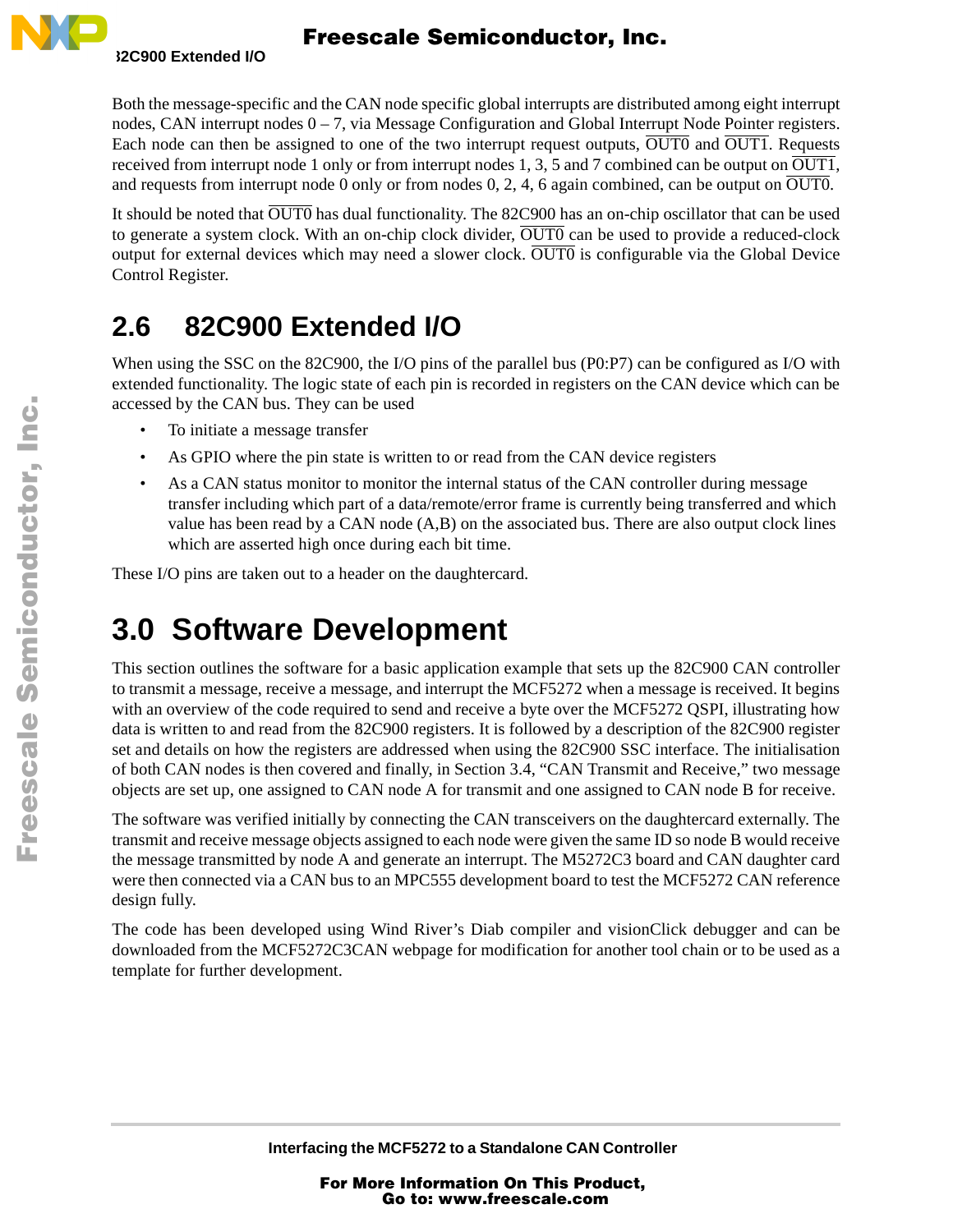Both the message-specific and the CAN node specific global interrupts are distributed among eight interrupt nodes, CAN interrupt nodes 0 – 7, via Message Configuration and Global Interrupt Node Pointer registers. Each node can then be assigned to one of the two interrupt request outputs, $\overline{\text{OUT0}}$ and $\overline{\text{OUT1}}$. Requests received from interrupt node 1 only or from interrupt nodes 1, 3, 5 and 7 combined can be output on $\overline{\text{OUT1}}$, and requests from interrupt node 0 only or from nodes 0, 2, 4, 6 again combined, can be output on $\overline{\text{OUT0}}$.

It should be noted that $\overline{\text{OUT0}}$ has dual functionality. The 82C900 has an on-chip oscillator that can be used to generate a system clock. With an on-chip clock divider, $\overline{\text{OUT0}}$ can be used to provide a reduced-clock output for external devices which may need a slower clock. $\overline{\text{OUT0}}$ is configurable via the Global Device Control Register.

## 2.6 82C900 Extended I/O

When using the SSC on the 82C900, the I/O pins of the parallel bus (P0:P7) can be configured as I/O with extended functionality. The logic state of each pin is recorded in registers on the CAN device which can be accessed by the CAN bus. They can be used

- To initiate a message transfer
- As GPIO where the pin state is written to or read from the CAN device registers
- As a CAN status monitor to monitor the internal status of the CAN controller during message transfer including which part of a data/remote/error frame is currently being transferred and which value has been read by a CAN node (A,B) on the associated bus. There are also output clock lines which are asserted high once during each bit time.

These I/O pins are taken out to a header on the daughtercard.

# 3.0 Software Development

This section outlines the software for a basic application example that sets up the 82C900 CAN controller to transmit a message, receive a message, and interrupt the MCF5272 when a message is received. It begins with an overview of the code required to send and receive a byte over the MCF5272 QSPI, illustrating how data is written to and read from the 82C900 registers. It is followed by a description of the 82C900 register set and details on how the registers are addressed when using the 82C900 SSC interface. The initialisation of both CAN nodes is then covered and finally, in Section 3.4, “CAN Transmit and Receive,” two message objects are set up, one assigned to CAN node A for transmit and one assigned to CAN node B for receive.

The software was verified initially by connecting the CAN transceivers on the daughtercard externally. The transmit and receive message objects assigned to each node were given the same ID so node B would receive the message transmitted by node A and generate an interrupt. The M5272C3 board and CAN daughter card were then connected via a CAN bus to an MPC555 development board to test the MCF5272 CAN reference design fully.

The code has been developed using Wind River’s Diab compiler and visionClick debugger and can be downloaded from the MCF5272C3CAN webpage for modification for another tool chain or to be used as a template for further development.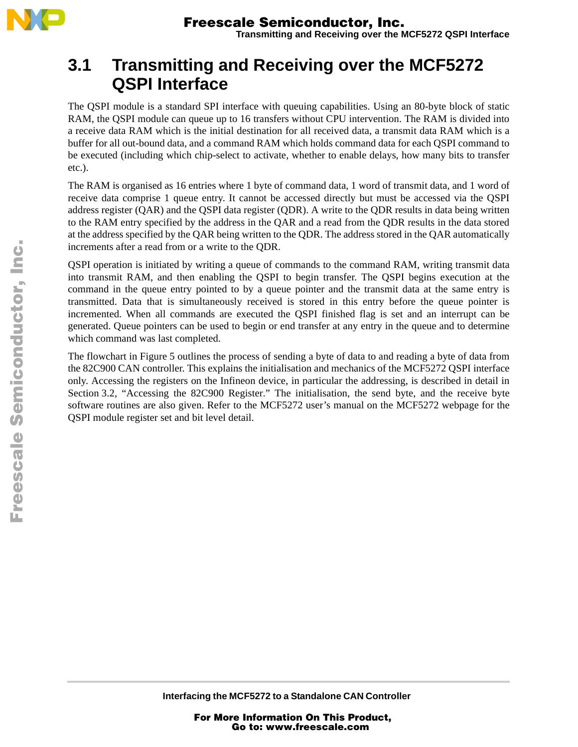## 3.1 Transmitting and Receiving over the MCF5272 QSPI Interface

The QSPI module is a standard SPI interface with queuing capabilities. Using an 80-byte block of static RAM, the QSPI module can queue up to 16 transfers without CPU intervention. The RAM is divided into a receive data RAM which is the initial destination for all received data, a transmit data RAM which is a buffer for all out-bound data, and a command RAM which holds command data for each QSPI command to be executed (including which chip-select to activate, whether to enable delays, how many bits to transfer etc.).

The RAM is organised as 16 entries where 1 byte of command data, 1 word of transmit data, and 1 word of receive data comprise 1 queue entry. It cannot be accessed directly but must be accessed via the QSPI address register (QAR) and the QSPI data register (QDR). A write to the QDR results in data being written to the RAM entry specified by the address in the QAR and a read from the QDR results in the data stored at the address specified by the QAR being written to the QDR. The address stored in the QAR automatically increments after a read from or a write to the QDR.

QSPI operation is initiated by writing a queue of commands to the command RAM, writing transmit data into transmit RAM, and then enabling the QSPI to begin transfer. The QSPI begins execution at the command in the queue entry pointed to by a queue pointer and the transmit data at the same entry is transmitted. Data that is simultaneously received is stored in this entry before the queue pointer is incremented. When all commands are executed the QSPI finished flag is set and an interrupt can be generated. Queue pointers can be used to begin or end transfer at any entry in the queue and to determine which command was last completed.

The flowchart in Figure 5 outlines the process of sending a byte of data to and reading a byte of data from the 82C900 CAN controller. This explains the initialisation and mechanics of the MCF5272 QSPI interface only. Accessing the registers on the Infineon device, in particular the addressing, is described in detail in Section 3.2, "Accessing the 82C900 Register." The initialisation, the send byte, and the receive byte software routines are also given. Refer to the MCF5272 user's manual on the MCF5272 webpage for the QSPI module register set and bit level detail.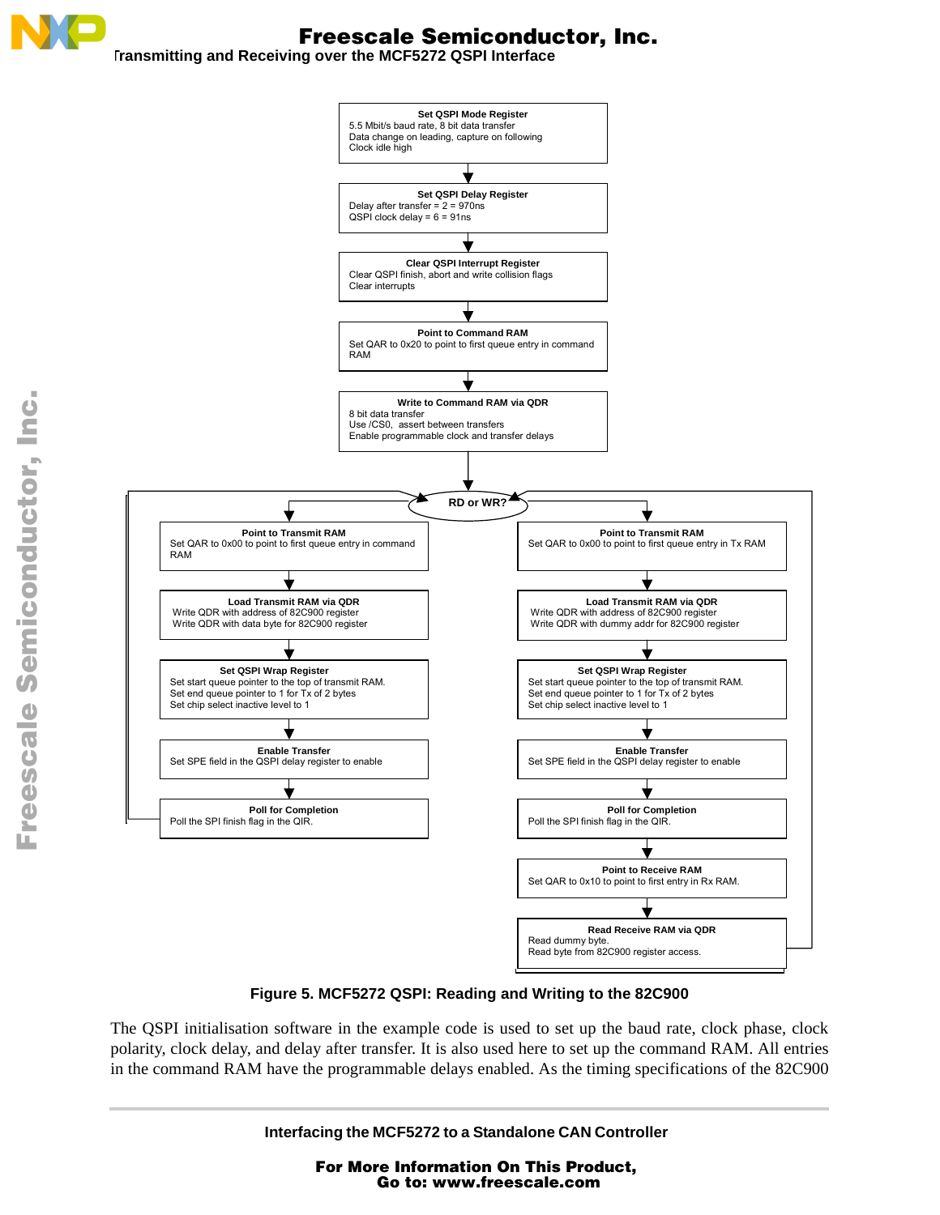Set QSPI Mode Register
5.5 Mbit/s baud rate, 8 bit data transfer
Data change on leading, capture on following
Clock idle high

Set QSPI Delay Register
Delay after transfer = 2 = 970ns
QSPI clock delay = 6 = 91ns

Clear QSPI Interrupt Register
Clear QSPI finish, abort and write collision flags
Clear interrupts

Point to Command RAM
Set QAR to 0x20 to point to first queue entry in command RAM

Write to Command RAM via QDR
8 bit data transfer
Use /CS0, assert between transfers
Enable programmable clock and transfer delays

RD or WR?

Point to Transmit RAM
Set QAR to 0x00 to point to first queue entry in command RAM

Load Transmit RAM via QDR
Write QDR with address of 82C900 register
Write QDR with data byte for 82C900 register

Set QSPI Wrap Register
Set start queue pointer to the top of transmit RAM.
Set end queue pointer to 1 for Tx of 2 bytes
Set chip select inactive level to 1

Enable Transfer
Set SPE field in the QSPI delay register to enable

Poll for Completion
Poll the SPI finish flag in the QIR.

Point to Transmit RAM
Set QAR to 0x00 to point to first queue entry in Tx RAM

Load Transmit RAM via QDR
Write QDR with address of 82C900 register
Write QDR with dummy addr for 82C900 register

Set QSPI Wrap Register
Set start queue pointer to the top of transmit RAM.
Set end queue pointer to 1 for Tx of 2 bytes
Set chip select inactive level to 1

Enable Transfer
Set SPE field in the QSPI delay register to enable

Poll for Completion
Poll the SPI finish flag in the QIR.

Point to Receive RAM
Set QAR to 0x10 to point to first entry in Rx RAM.

Read Receive RAM via QDR
Read dummy byte.
Read byte from 82C900 register access.

**Figure 5. MCF5272 QSPI: Reading and Writing to the 82C900**

The QSPI initialisation software in the example code is used to set up the baud rate, clock phase, clock polarity, clock delay, and delay after transfer. It is also used here to set up the command RAM. All entries in the command RAM have the programmable delays enabled. As the timing specifications of the 82C900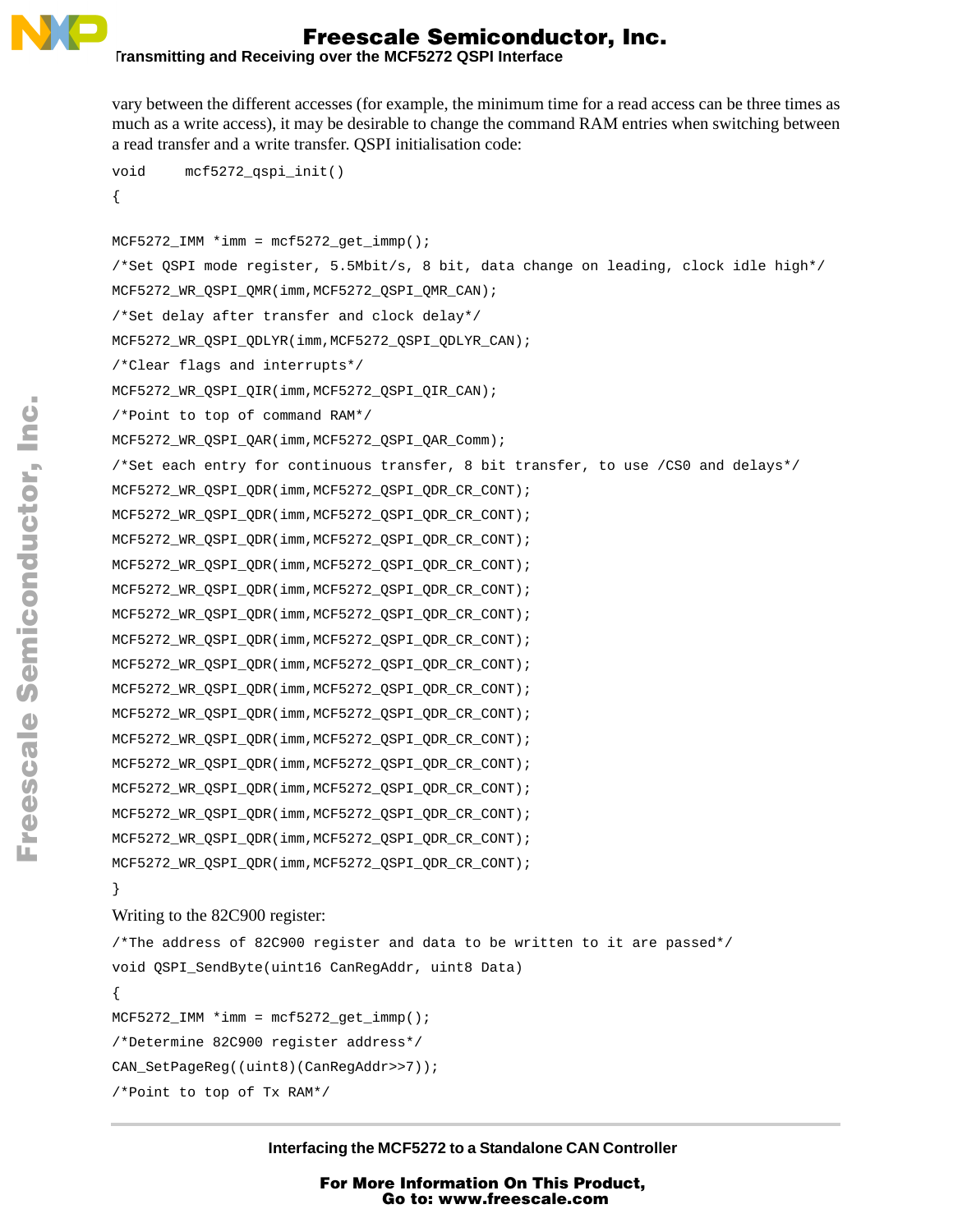vary between the different accesses (for example, the minimum time for a read access can be three times as much as a write access), it may be desirable to change the command RAM entries when switching between a read transfer and a write transfer. QSPI initialisation code:

```
void    mcf5272_qspi_init()
{

MCF5272_IMM *imm = mcf5272_get_immp();
/*Set QSPI mode register, 5.5Mbit/s, 8 bit, data change on leading, clock idle high*/
MCF5272_WR_QSPI_QMR(imm,MCF5272_QSPI_QMR_CAN);
/*Set delay after transfer and clock delay*/
MCF5272_WR_QSPI_QDLYR(imm,MCF5272_QSPI_QDLYR_CAN);
/*Clear flags and interrupts*/
MCF5272_WR_QSPI_QIR(imm,MCF5272_QSPI_QIR_CAN);
/*Point to top of command RAM*/
MCF5272_WR_QSPI_QAR(imm,MCF5272_QSPI_QAR_Comm);
/*Set each entry for continuous transfer, 8 bit transfer, to use /CS0 and delays*/
MCF5272_WR_QSPI_QDR(imm,MCF5272_QSPI_QDR_CR_CONT);
MCF5272_WR_QSPI_QDR(imm,MCF5272_QSPI_QDR_CR_CONT);
MCF5272_WR_QSPI_QDR(imm,MCF5272_QSPI_QDR_CR_CONT);
MCF5272_WR_QSPI_QDR(imm,MCF5272_QSPI_QDR_CR_CONT);
MCF5272_WR_QSPI_QDR(imm,MCF5272_QSPI_QDR_CR_CONT);
MCF5272_WR_QSPI_QDR(imm,MCF5272_QSPI_QDR_CR_CONT);
MCF5272_WR_QSPI_QDR(imm,MCF5272_QSPI_QDR_CR_CONT);
MCF5272_WR_QSPI_QDR(imm,MCF5272_QSPI_QDR_CR_CONT);
MCF5272_WR_QSPI_QDR(imm,MCF5272_QSPI_QDR_CR_CONT);
MCF5272_WR_QSPI_QDR(imm,MCF5272_QSPI_QDR_CR_CONT);
MCF5272_WR_QSPI_QDR(imm,MCF5272_QSPI_QDR_CR_CONT);
MCF5272_WR_QSPI_QDR(imm,MCF5272_QSPI_QDR_CR_CONT);
MCF5272_WR_QSPI_QDR(imm,MCF5272_QSPI_QDR_CR_CONT);
MCF5272_WR_QSPI_QDR(imm,MCF5272_QSPI_QDR_CR_CONT);
MCF5272_WR_QSPI_QDR(imm,MCF5272_QSPI_QDR_CR_CONT);
MCF5272_WR_QSPI_QDR(imm,MCF5272_QSPI_QDR_CR_CONT);
}
```

Writing to the 82C900 register:

```
/*The address of 82C900 register and data to be written to it are passed*/
void QSPI_SendByte(uint16 CanRegAddr, uint8 Data)
{
MCF5272_IMM *imm = mcf5272_get_immp();
/*Determine 82C900 register address*/
CAN_SetPageReg((uint8)(CanRegAddr>>7));
/*Point to top of Tx RAM*/
```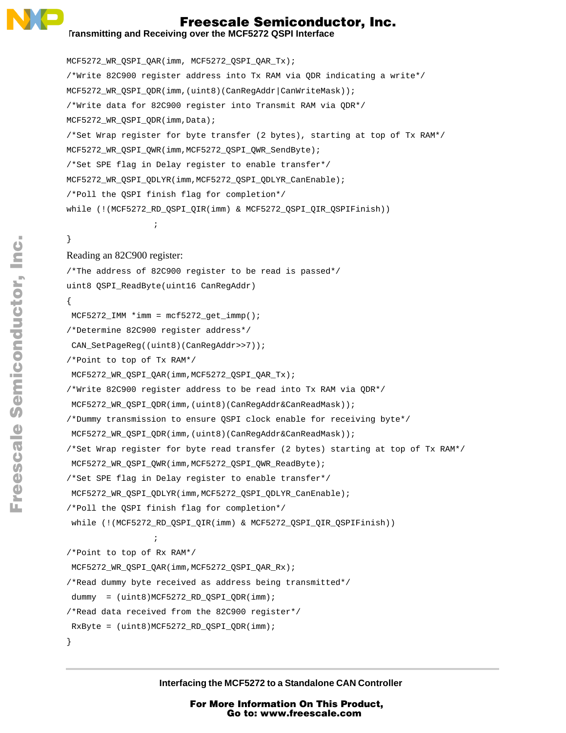```
MCF5272_WR_QSPI_QAR(imm, MCF5272_QSPI_QAR_Tx);
/*Write 82C900 register address into Tx RAM via QDR indicating a write*/
MCF5272_WR_QSPI_QDR(imm,(uint8)(CanRegAddr|CanWriteMask));
/*Write data for 82C900 register into Transmit RAM via QDR*/
MCF5272_WR_QSPI_QDR(imm,Data);
/*Set Wrap register for byte transfer (2 bytes), starting at top of Tx RAM*/
MCF5272_WR_QSPI_QWR(imm,MCF5272_QSPI_QWR_SendByte);
/*Set SPE flag in Delay register to enable transfer*/
MCF5272_WR_QSPI_QDLYR(imm,MCF5272_QSPI_QDLYR_CanEnable);
/*Poll the QSPI finish flag for completion*/
while (!(MCF5272_RD_QSPI_QIR(imm) & MCF5272_QSPI_QIR_QSPIFinish))
                 ;
}
```

Reading an 82C900 register:

```
/*The address of 82C900 register to be read is passed*/
uint8 QSPI_ReadByte(uint16 CanRegAddr)
{
 MCF5272_IMM *imm = mcf5272_get_immp();
/*Determine 82C900 register address*/
 CAN_SetPageReg((uint8)(CanRegAddr>>7));
/*Point to top of Tx RAM*/
 MCF5272_WR_QSPI_QAR(imm,MCF5272_QSPI_QAR_Tx);
/*Write 82C900 register address to be read into Tx RAM via QDR*/
 MCF5272_WR_QSPI_QDR(imm,(uint8)(CanRegAddr&CanReadMask));
/*Dummy transmission to ensure QSPI clock enable for receiving byte*/
 MCF5272_WR_QSPI_QDR(imm,(uint8)(CanRegAddr&CanReadMask));
/*Set Wrap register for byte read transfer (2 bytes) starting at top of Tx RAM*/
 MCF5272_WR_QSPI_QWR(imm,MCF5272_QSPI_QWR_ReadByte);
/*Set SPE flag in Delay register to enable transfer*/
 MCF5272_WR_QSPI_QDLYR(imm,MCF5272_QSPI_QDLYR_CanEnable);
/*Poll the QSPI finish flag for completion*/
 while (!(MCF5272_RD_QSPI_QIR(imm) & MCF5272_QSPI_QIR_QSPIFinish))
                 ;
/*Point to top of Rx RAM*/
 MCF5272_WR_QSPI_QAR(imm,MCF5272_QSPI_QAR_Rx);
/*Read dummy byte received as address being transmitted*/
 dummy  = (uint8)MCF5272_RD_QSPI_QDR(imm);
/*Read data received from the 82C900 register*/
 RxByte = (uint8)MCF5272_RD_QSPI_QDR(imm);
}
```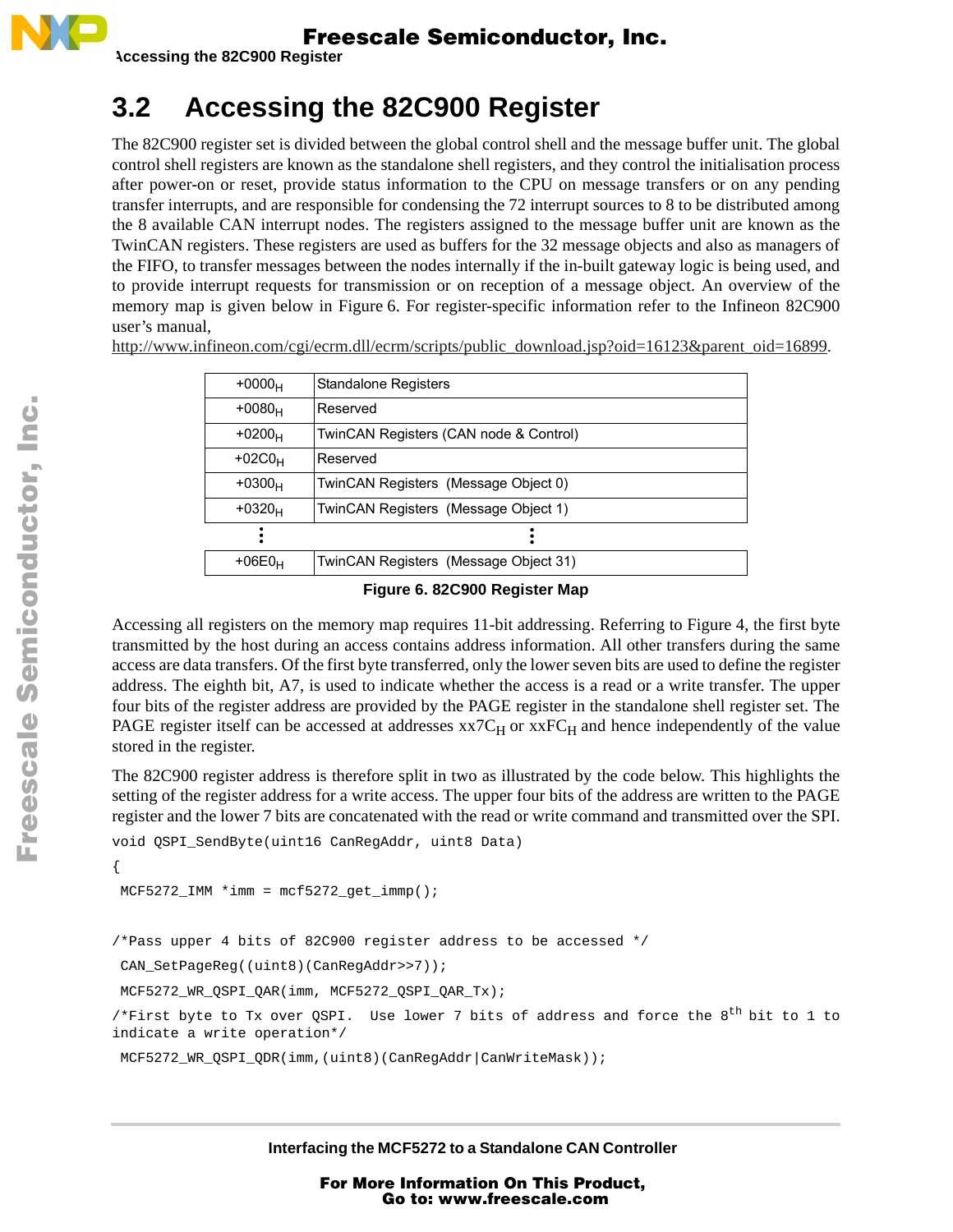## 3.2 Accessing the 82C900 Register

The 82C900 register set is divided between the global control shell and the message buffer unit. The global control shell registers are known as the standalone shell registers, and they control the initialisation process after power-on or reset, provide status information to the CPU on message transfers or on any pending transfer interrupts, and are responsible for condensing the 72 interrupt sources to 8 to be distributed among the 8 available CAN interrupt nodes. The registers assigned to the message buffer unit are known as the TwinCAN registers. These registers are used as buffers for the 32 message objects and also as managers of the FIFO, to transfer messages between the nodes internally if the in-built gateway logic is being used, and to provide interrupt requests for transmission or on reception of a message object. An overview of the memory map is given below in Figure 6. For register-specific information refer to the Infineon 82C900 user's manual,
http://www.infineon.com/cgi/ecrm.dll/ecrm/scripts/public_download.jsp?oid=16123&parent_oid=16899.

| | |
|---|---|
| $+0000_H$ | Standalone Registers |
| $+0080_H$ | Reserved |
| $+0200_H$ | TwinCAN Registers (CAN node & Control) |
| $+02C0_H$ | Reserved |
| $+0300_H$ | TwinCAN Registers (Message Object 0) |
| $+0320_H$ | TwinCAN Registers (Message Object 1) |
| ⋮ | ⋮ |
| $+06E0_H$ | TwinCAN Registers (Message Object 31) |

**Figure 6. 82C900 Register Map**

Accessing all registers on the memory map requires 11-bit addressing. Referring to Figure 4, the first byte transmitted by the host during an access contains address information. All other transfers during the same access are data transfers. Of the first byte transferred, only the lower seven bits are used to define the register address. The eighth bit, A7, is used to indicate whether the access is a read or a write transfer. The upper four bits of the register address are provided by the PAGE register in the standalone shell register set. The PAGE register itself can be accessed at addresses $xx7C_H$ or $xxFC_H$ and hence independently of the value stored in the register.

The 82C900 register address is therefore split in two as illustrated by the code below. This highlights the setting of the register address for a write access. The upper four bits of the address are written to the PAGE register and the lower 7 bits are concatenated with the read or write command and transmitted over the SPI.

```
void QSPI_SendByte(uint16 CanRegAddr, uint8 Data)
{
 MCF5272_IMM *imm = mcf5272_get_immp();

/*Pass upper 4 bits of 82C900 register address to be accessed */
 CAN_SetPageReg((uint8)(CanRegAddr>>7));
 MCF5272_WR_QSPI_QAR(imm, MCF5272_QSPI_QAR_Tx);
/*First byte to Tx over QSPI.  Use lower 7 bits of address and force the 8th bit to 1 to
indicate a write operation*/
 MCF5272_WR_QSPI_QDR(imm,(uint8)(CanRegAddr|CanWriteMask));
```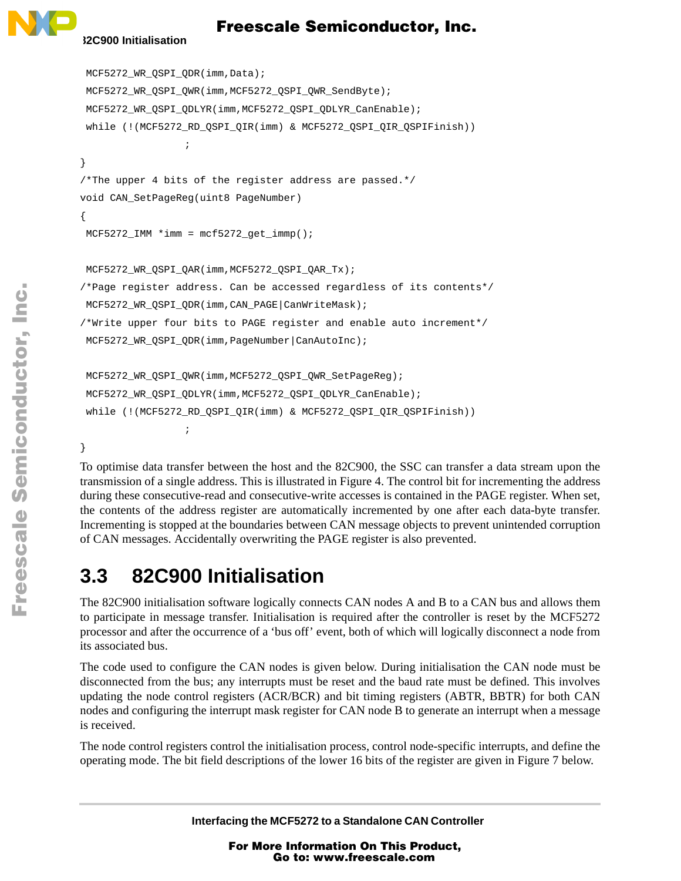```
 MCF5272_WR_QSPI_QDR(imm,Data);
 MCF5272_WR_QSPI_QWR(imm,MCF5272_QSPI_QWR_SendByte);
 MCF5272_WR_QSPI_QDLYR(imm,MCF5272_QSPI_QDLYR_CanEnable);
 while (!(MCF5272_RD_QSPI_QIR(imm) & MCF5272_QSPI_QIR_QSPIFinish))
                ;
}
/*The upper 4 bits of the register address are passed.*/
void CAN_SetPageReg(uint8 PageNumber)
{
 MCF5272_IMM *imm = mcf5272_get_immp();

 MCF5272_WR_QSPI_QAR(imm,MCF5272_QSPI_QAR_Tx);
/*Page register address. Can be accessed regardless of its contents*/
 MCF5272_WR_QSPI_QDR(imm,CAN_PAGE|CanWriteMask);
/*Write upper four bits to PAGE register and enable auto increment*/
 MCF5272_WR_QSPI_QDR(imm,PageNumber|CanAutoInc);

 MCF5272_WR_QSPI_QWR(imm,MCF5272_QSPI_QWR_SetPageReg);
 MCF5272_WR_QSPI_QDLYR(imm,MCF5272_QSPI_QDLYR_CanEnable);
 while (!(MCF5272_RD_QSPI_QIR(imm) & MCF5272_QSPI_QIR_QSPIFinish))
                ;
}
```

To optimise data transfer between the host and the 82C900, the SSC can transfer a data stream upon the transmission of a single address. This is illustrated in Figure 4. The control bit for incrementing the address during these consecutive-read and consecutive-write accesses is contained in the PAGE register. When set, the contents of the address register are automatically incremented by one after each data-byte transfer. Incrementing is stopped at the boundaries between CAN message objects to prevent unintended corruption of CAN messages. Accidentally overwriting the PAGE register is also prevented.

## 3.3 82C900 Initialisation

The 82C900 initialisation software logically connects CAN nodes A and B to a CAN bus and allows them to participate in message transfer. Initialisation is required after the controller is reset by the MCF5272 processor and after the occurrence of a 'bus off' event, both of which will logically disconnect a node from its associated bus.

The code used to configure the CAN nodes is given below. During initialisation the CAN node must be disconnected from the bus; any interrupts must be reset and the baud rate must be defined. This involves updating the node control registers (ACR/BCR) and bit timing registers (ABTR, BBTR) for both CAN nodes and configuring the interrupt mask register for CAN node B to generate an interrupt when a message is received.

The node control registers control the initialisation process, control node-specific interrupts, and define the operating mode. The bit field descriptions of the lower 16 bits of the register are given in Figure 7 below.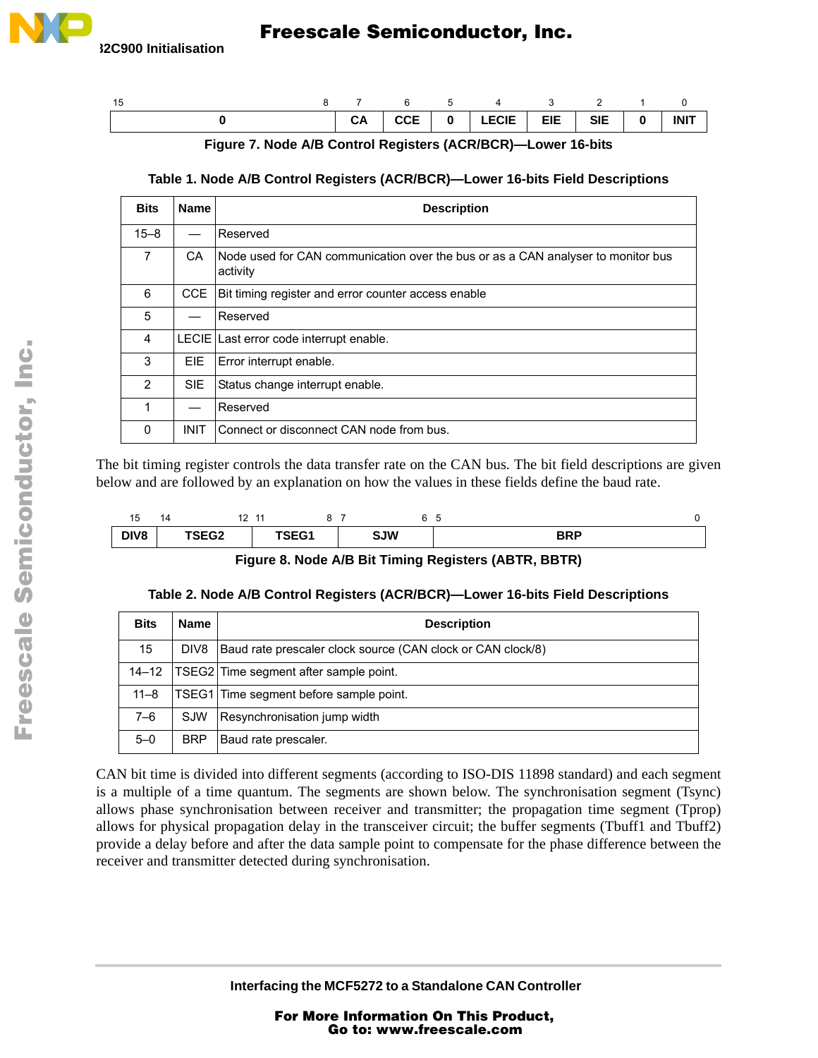| 15–8 | 7 | 6 | 5 | 4 | 3 | 2 | 1 | 0 |
|---|---|---|---|---|---|---|---|---|
| 0 | CA | CCE | 0 | LECIE | EIE | SIE | 0 | INIT |

**Figure 7. Node A/B Control Registers (ACR/BCR)—Lower 16-bits**

**Table 1. Node A/B Control Registers (ACR/BCR)—Lower 16-bits Field Descriptions**

| Bits | Name | Description |
|---|---|---|
| 15–8 | — | Reserved |
| 7 | CA | Node used for CAN communication over the bus or as a CAN analyser to monitor bus activity |
| 6 | CCE | Bit timing register and error counter access enable |
| 5 | — | Reserved |
| 4 | LECIE | Last error code interrupt enable. |
| 3 | EIE | Error interrupt enable. |
| 2 | SIE | Status change interrupt enable. |
| 1 | — | Reserved |
| 0 | INIT | Connect or disconnect CAN node from bus. |

The bit timing register controls the data transfer rate on the CAN bus. The bit field descriptions are given below and are followed by an explanation on how the values in these fields define the baud rate.

| 15 | 14–12 | 11–8 | 7–6 | 5–0 |
|---|---|---|---|---|
| DIV8 | TSEG2 | TSEG1 | SJW | BRP |

**Figure 8. Node A/B Bit Timing Registers (ABTR, BBTR)**

**Table 2. Node A/B Control Registers (ACR/BCR)—Lower 16-bits Field Descriptions**

| Bits | Name | Description |
|---|---|---|
| 15 | DIV8 | Baud rate prescaler clock source (CAN clock or CAN clock/8) |
| 14–12 | TSEG2 | Time segment after sample point. |
| 11–8 | TSEG1 | Time segment before sample point. |
| 7–6 | SJW | Resynchronisation jump width |
| 5–0 | BRP | Baud rate prescaler. |

CAN bit time is divided into different segments (according to ISO-DIS 11898 standard) and each segment is a multiple of a time quantum. The segments are shown below. The synchronisation segment (Tsync) allows phase synchronisation between receiver and transmitter; the propagation time segment (Tprop) allows for physical propagation delay in the transceiver circuit; the buffer segments (Tbuff1 and Tbuff2) provide a delay before and after the data sample point to compensate for the phase difference between the receiver and transmitter detected during synchronisation.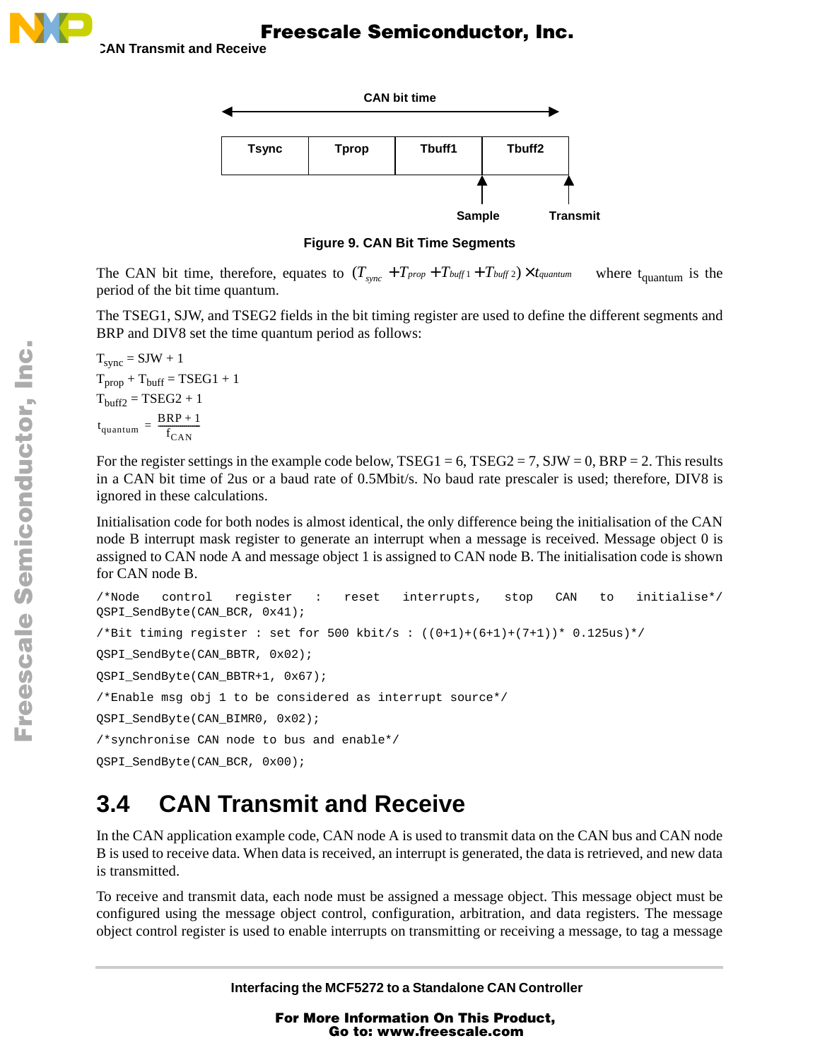CAN bit time

| Tsync | Tprop | Tbuff1 | Tbuff2 |
|---|---|---|---|

Sample Transmit

**Figure 9. CAN Bit Time Segments**

The CAN bit time, therefore, equates to $(T_{sync} + T_{prop} + T_{buff1} + T_{buff2}) \times t_{quantum}$ where $t_{quantum}$ is the period of the bit time quantum.

The TSEG1, SJW, and TSEG2 fields in the bit timing register are used to define the different segments and BRP and DIV8 set the time quantum period as follows:

$T_{sync}$ = SJW + 1

$T_{prop}$ + $T_{buff}$ = TSEG1 + 1

$T_{buff2}$ = TSEG2 + 1

$$t_{quantum} = \frac{BRP + 1}{f_{CAN}}$$

For the register settings in the example code below, TSEG1 = 6, TSEG2 = 7, SJW = 0, BRP = 2. This results in a CAN bit time of 2us or a baud rate of 0.5Mbit/s. No baud rate prescaler is used; therefore, DIV8 is ignored in these calculations.

Initialisation code for both nodes is almost identical, the only difference being the initialisation of the CAN node B interrupt mask register to generate an interrupt when a message is received. Message object 0 is assigned to CAN node A and message object 1 is assigned to CAN node B. The initialisation code is shown for CAN node B.

```
/*Node control register : reset interrupts, stop CAN to initialise*/
QSPI_SendByte(CAN_BCR, 0x41);
/*Bit timing register : set for 500 kbit/s : ((0+1)+(6+1)+(7+1))* 0.125us)*/
QSPI_SendByte(CAN_BBTR, 0x02);
QSPI_SendByte(CAN_BBTR+1, 0x67);
/*Enable msg obj 1 to be considered as interrupt source*/
QSPI_SendByte(CAN_BIMR0, 0x02);
/*synchronise CAN node to bus and enable*/
QSPI_SendByte(CAN_BCR, 0x00);
```

## 3.4 CAN Transmit and Receive

In the CAN application example code, CAN node A is used to transmit data on the CAN bus and CAN node B is used to receive data. When data is received, an interrupt is generated, the data is retrieved, and new data is transmitted.

To receive and transmit data, each node must be assigned a message object. This message object must be configured using the message object control, configuration, arbitration, and data registers. The message object control register is used to enable interrupts on transmitting or receiving a message, to tag a message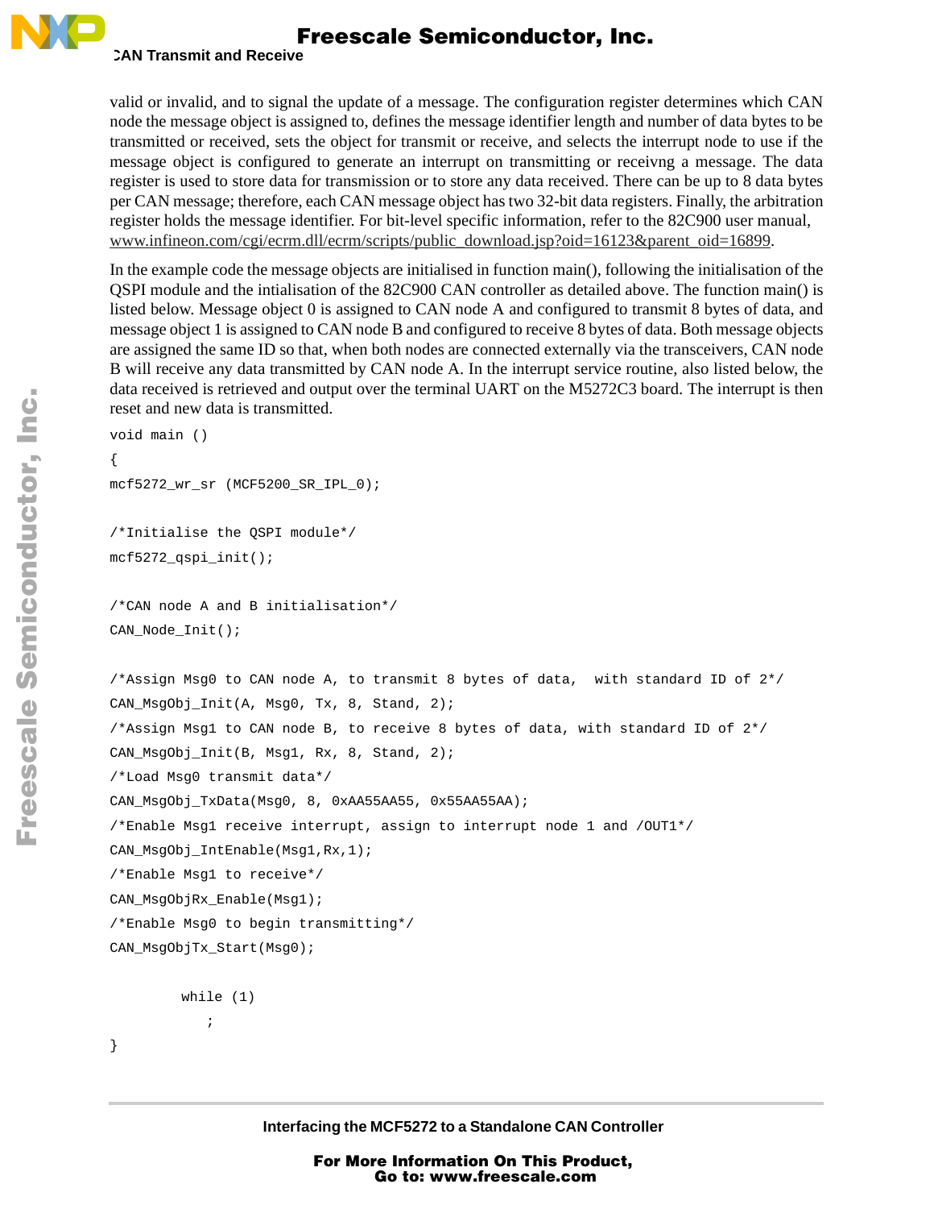valid or invalid, and to signal the update of a message. The configuration register determines which CAN node the message object is assigned to, defines the message identifier length and number of data bytes to be transmitted or received, sets the object for transmit or receive, and selects the interrupt node to use if the message object is configured to generate an interrupt on transmitting or receivng a message. The data register is used to store data for transmission or to store any data received. There can be up to 8 data bytes per CAN message; therefore, each CAN message object has two 32-bit data registers. Finally, the arbitration register holds the message identifier. For bit-level specific information, refer to the 82C900 user manual, www.infineon.com/cgi/ecrm.dll/ecrm/scripts/public_download.jsp?oid=16123&parent_oid=16899.

In the example code the message objects are initialised in function main(), following the initialisation of the QSPI module and the intialisation of the 82C900 CAN controller as detailed above. The function main() is listed below. Message object 0 is assigned to CAN node A and configured to transmit 8 bytes of data, and message object 1 is assigned to CAN node B and configured to receive 8 bytes of data. Both message objects are assigned the same ID so that, when both nodes are connected externally via the transceivers, CAN node B will receive any data transmitted by CAN node A. In the interrupt service routine, also listed below, the data received is retrieved and output over the terminal UART on the M5272C3 board. The interrupt is then reset and new data is transmitted.

```
void main ()
{
mcf5272_wr_sr (MCF5200_SR_IPL_0);

/*Initialise the QSPI module*/
mcf5272_qspi_init();

/*CAN node A and B initialisation*/
CAN_Node_Init();

/*Assign Msg0 to CAN node A, to transmit 8 bytes of data,  with standard ID of 2*/
CAN_MsgObj_Init(A, Msg0, Tx, 8, Stand, 2);
/*Assign Msg1 to CAN node B, to receive 8 bytes of data, with standard ID of 2*/
CAN_MsgObj_Init(B, Msg1, Rx, 8, Stand, 2);
/*Load Msg0 transmit data*/
CAN_MsgObj_TxData(Msg0, 8, 0xAA55AA55, 0x55AA55AA);
/*Enable Msg1 receive interrupt, assign to interrupt node 1 and /OUT1*/
CAN_MsgObj_IntEnable(Msg1,Rx,1);
/*Enable Msg1 to receive*/
CAN_MsgObjRx_Enable(Msg1);
/*Enable Msg0 to begin transmitting*/
CAN_MsgObjTx_Start(Msg0);

        while (1)
           ;
}
```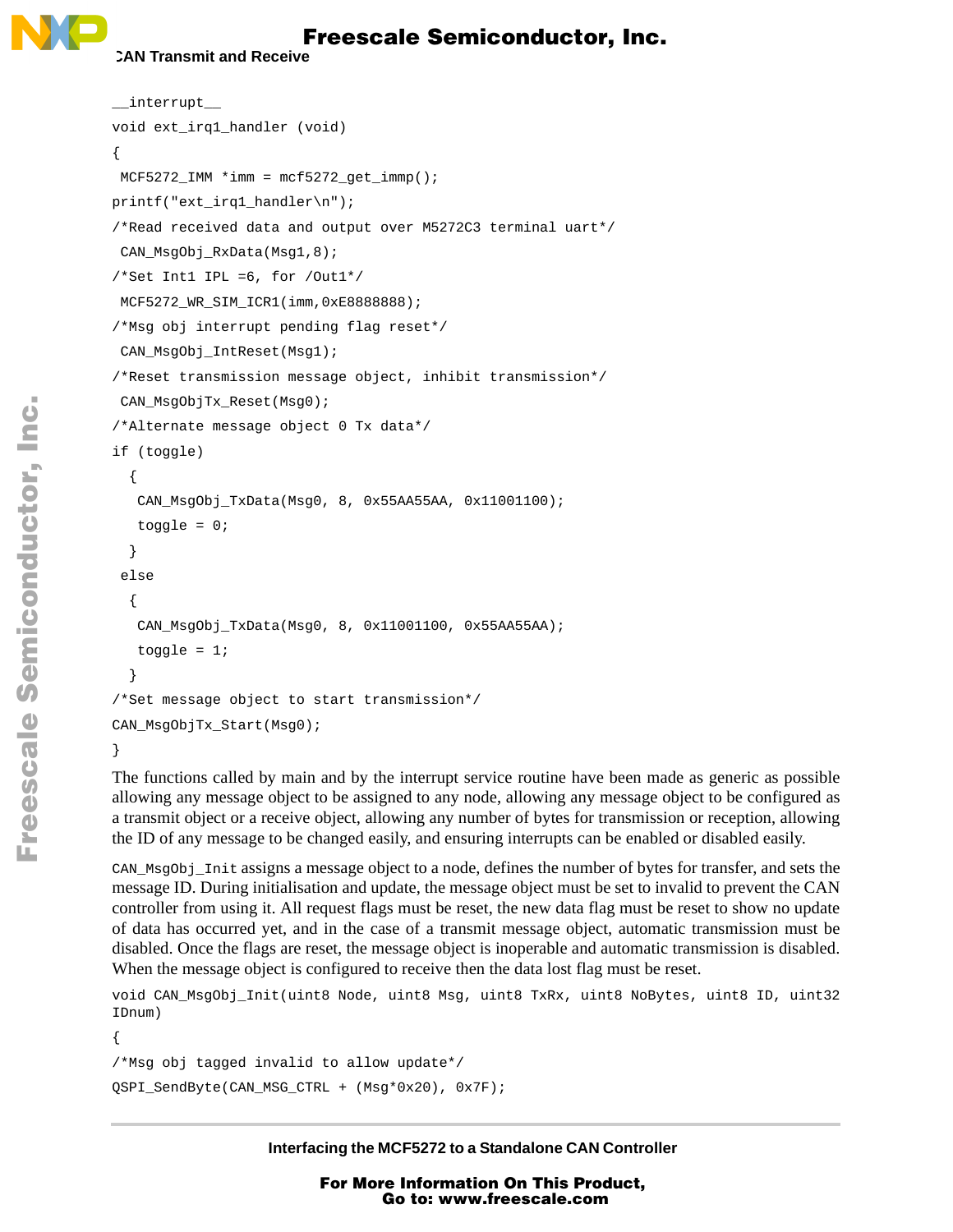```
__interrupt__
void ext_irq1_handler (void)
{
 MCF5272_IMM *imm = mcf5272_get_immp();
printf("ext_irq1_handler\n");
/*Read received data and output over M5272C3 terminal uart*/
 CAN_MsgObj_RxData(Msg1,8);
/*Set Int1 IPL =6, for /Out1*/
 MCF5272_WR_SIM_ICR1(imm,0xE8888888);
/*Msg obj interrupt pending flag reset*/
 CAN_MsgObj_IntReset(Msg1);
/*Reset transmission message object, inhibit transmission*/
 CAN_MsgObjTx_Reset(Msg0);
/*Alternate message object 0 Tx data*/
if (toggle)
  {
   CAN_MsgObj_TxData(Msg0, 8, 0x55AA55AA, 0x11001100);
   toggle = 0;
  }
 else
  {
   CAN_MsgObj_TxData(Msg0, 8, 0x11001100, 0x55AA55AA);
   toggle = 1;
  }
/*Set message object to start transmission*/
CAN_MsgObjTx_Start(Msg0);
}
```

The functions called by main and by the interrupt service routine have been made as generic as possible allowing any message object to be assigned to any node, allowing any message object to be configured as a transmit object or a receive object, allowing any number of bytes for transmission or reception, allowing the ID of any message to be changed easily, and ensuring interrupts can be enabled or disabled easily.

`CAN_MsgObj_Init` assigns a message object to a node, defines the number of bytes for transfer, and sets the message ID. During initialisation and update, the message object must be set to invalid to prevent the CAN controller from using it. All request flags must be reset, the new data flag must be reset to show no update of data has occurred yet, and in the case of a transmit message object, automatic transmission must be disabled. Once the flags are reset, the message object is inoperable and automatic transmission is disabled. When the message object is configured to receive then the data lost flag must be reset.

```
void CAN_MsgObj_Init(uint8 Node, uint8 Msg, uint8 TxRx, uint8 NoBytes, uint8 ID, uint32
IDnum)
{
/*Msg obj tagged invalid to allow update*/
QSPI_SendByte(CAN_MSG_CTRL + (Msg*0x20), 0x7F);
```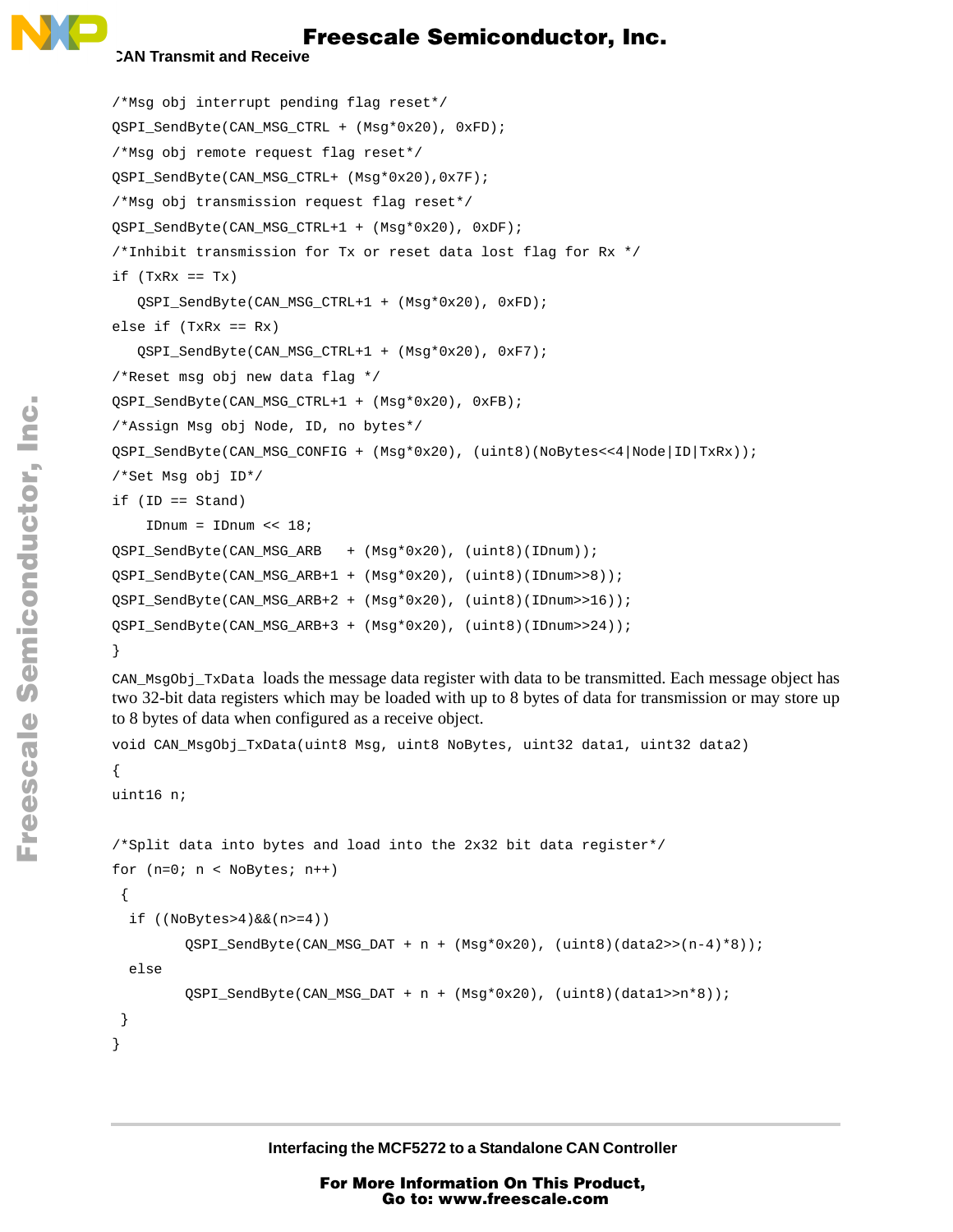```
/*Msg obj interrupt pending flag reset*/
QSPI_SendByte(CAN_MSG_CTRL + (Msg*0x20), 0xFD);
/*Msg obj remote request flag reset*/
QSPI_SendByte(CAN_MSG_CTRL+ (Msg*0x20),0x7F);
/*Msg obj transmission request flag reset*/
QSPI_SendByte(CAN_MSG_CTRL+1 + (Msg*0x20), 0xDF);
/*Inhibit transmission for Tx or reset data lost flag for Rx */
if (TxRx == Tx)
   QSPI_SendByte(CAN_MSG_CTRL+1 + (Msg*0x20), 0xFD);
else if (TxRx == Rx)
   QSPI_SendByte(CAN_MSG_CTRL+1 + (Msg*0x20), 0xF7);
/*Reset msg obj new data flag */
QSPI_SendByte(CAN_MSG_CTRL+1 + (Msg*0x20), 0xFB);
/*Assign Msg obj Node, ID, no bytes*/
QSPI_SendByte(CAN_MSG_CONFIG + (Msg*0x20), (uint8)(NoBytes<<4|Node|ID|TxRx));
/*Set Msg obj ID*/
if (ID == Stand)
    IDnum = IDnum << 18;
QSPI_SendByte(CAN_MSG_ARB   + (Msg*0x20), (uint8)(IDnum));
QSPI_SendByte(CAN_MSG_ARB+1 + (Msg*0x20), (uint8)(IDnum>>8));
QSPI_SendByte(CAN_MSG_ARB+2 + (Msg*0x20), (uint8)(IDnum>>16));
QSPI_SendByte(CAN_MSG_ARB+3 + (Msg*0x20), (uint8)(IDnum>>24));
}
```

`CAN_MsgObj_TxData` loads the message data register with data to be transmitted. Each message object has two 32-bit data registers which may be loaded with up to 8 bytes of data for transmission or may store up to 8 bytes of data when configured as a receive object.

```
void CAN_MsgObj_TxData(uint8 Msg, uint8 NoBytes, uint32 data1, uint32 data2)
{
uint16 n;

/*Split data into bytes and load into the 2x32 bit data register*/
for (n=0; n < NoBytes; n++)
 {
  if ((NoBytes>4)&&(n>=4))
        QSPI_SendByte(CAN_MSG_DAT + n + (Msg*0x20), (uint8)(data2>>(n-4)*8));
  else
        QSPI_SendByte(CAN_MSG_DAT + n + (Msg*0x20), (uint8)(data1>>n*8));
 }
}
```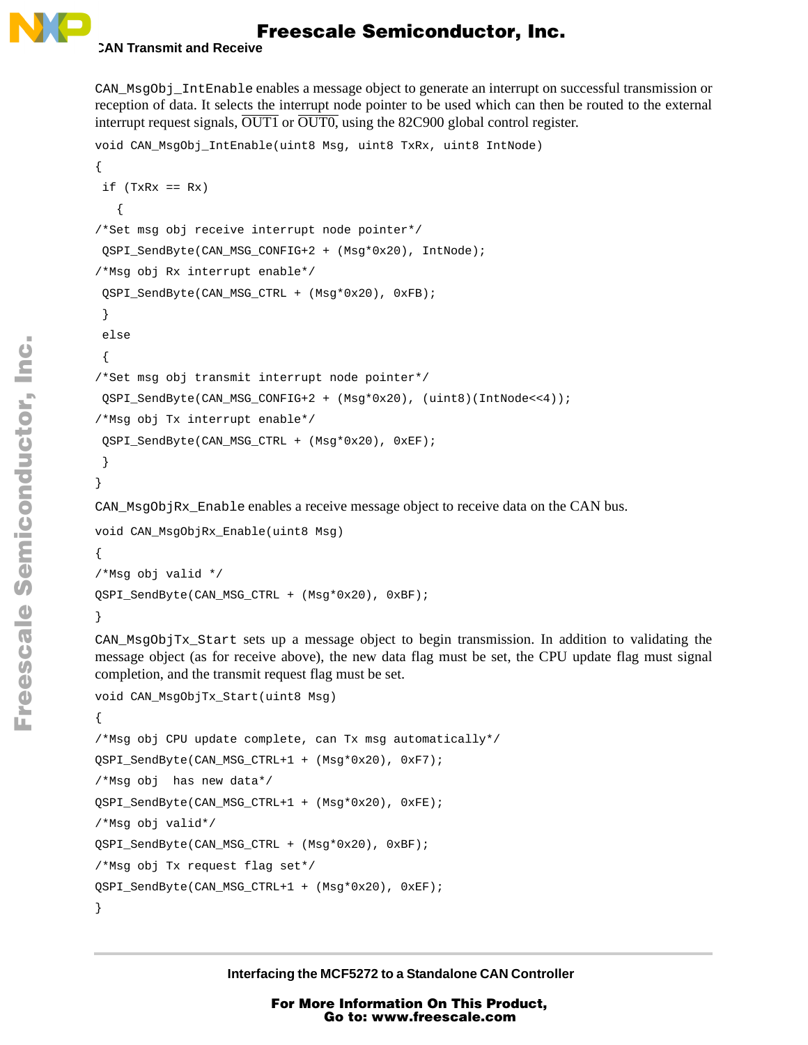`CAN_MsgObj_IntEnable` enables a message object to generate an interrupt on successful transmission or reception of data. It selects the interrupt node pointer to be used which can then be routed to the external interrupt request signals, $\overline{\text{OUT1}}$ or $\overline{\text{OUT0}}$, using the 82C900 global control register.

```
void CAN_MsgObj_IntEnable(uint8 Msg, uint8 TxRx, uint8 IntNode)
{
 if (TxRx == Rx)
   {
/*Set msg obj receive interrupt node pointer*/
 QSPI_SendByte(CAN_MSG_CONFIG+2 + (Msg*0x20), IntNode);
/*Msg obj Rx interrupt enable*/
 QSPI_SendByte(CAN_MSG_CTRL + (Msg*0x20), 0xFB);
 }
 else
 {
/*Set msg obj transmit interrupt node pointer*/
 QSPI_SendByte(CAN_MSG_CONFIG+2 + (Msg*0x20), (uint8)(IntNode<<4));
/*Msg obj Tx interrupt enable*/
 QSPI_SendByte(CAN_MSG_CTRL + (Msg*0x20), 0xEF);
 }
}
```

`CAN_MsgObjRx_Enable` enables a receive message object to receive data on the CAN bus.

```
void CAN_MsgObjRx_Enable(uint8 Msg)
{
/*Msg obj valid */
QSPI_SendByte(CAN_MSG_CTRL + (Msg*0x20), 0xBF);
}
```

`CAN_MsgObjTx_Start` sets up a message object to begin transmission. In addition to validating the message object (as for receive above), the new data flag must be set, the CPU update flag must signal completion, and the transmit request flag must be set.

```
void CAN_MsgObjTx_Start(uint8 Msg)
{
/*Msg obj CPU update complete, can Tx msg automatically*/
QSPI_SendByte(CAN_MSG_CTRL+1 + (Msg*0x20), 0xF7);
/*Msg obj  has new data*/
QSPI_SendByte(CAN_MSG_CTRL+1 + (Msg*0x20), 0xFE);
/*Msg obj valid*/
QSPI_SendByte(CAN_MSG_CTRL + (Msg*0x20), 0xBF);
/*Msg obj Tx request flag set*/
QSPI_SendByte(CAN_MSG_CTRL+1 + (Msg*0x20), 0xEF);
}
```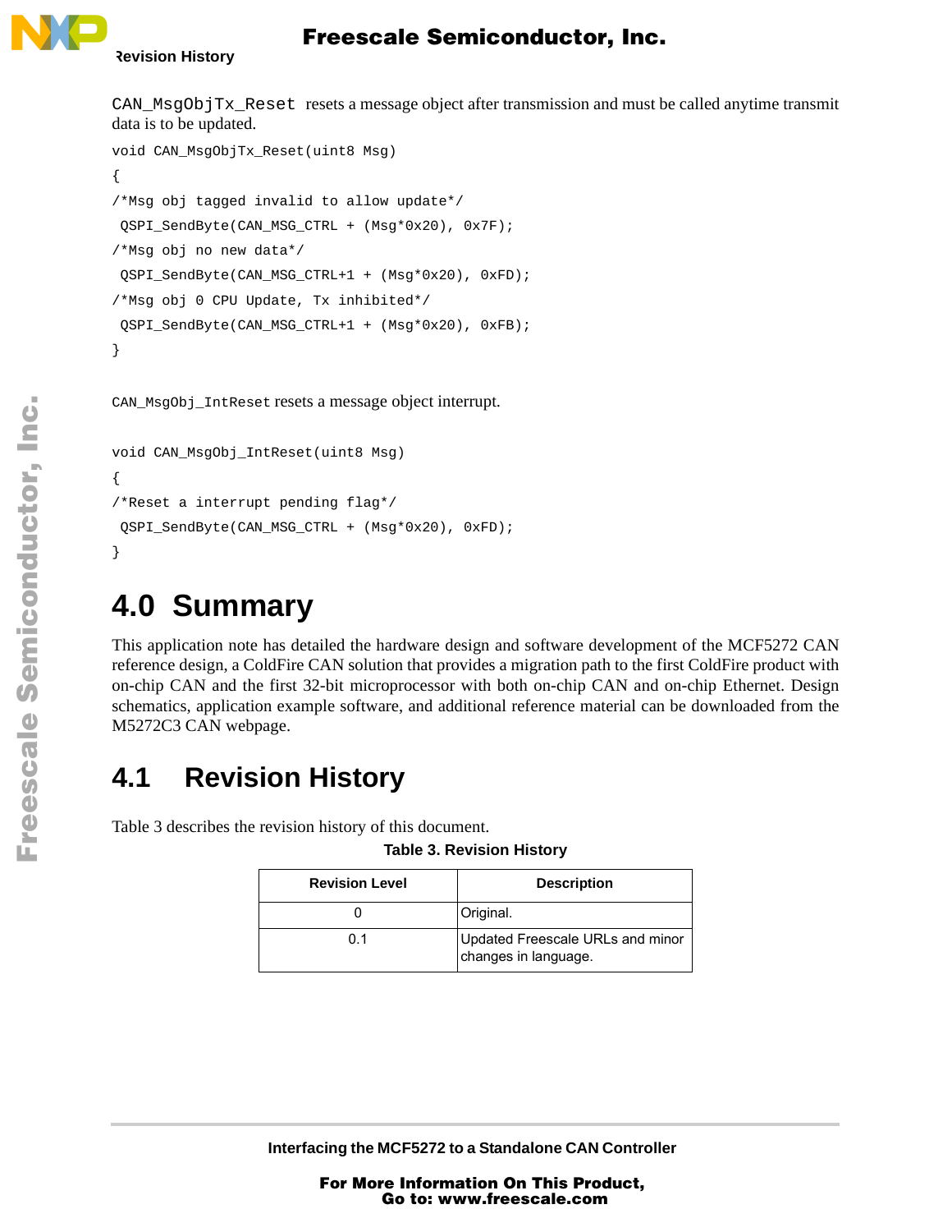CAN_MsgObjTx_Reset resets a message object after transmission and must be called anytime transmit data is to be updated.

```
void CAN_MsgObjTx_Reset(uint8 Msg)
{
/*Msg obj tagged invalid to allow update*/
 QSPI_SendByte(CAN_MSG_CTRL + (Msg*0x20), 0x7F);
/*Msg obj no new data*/
 QSPI_SendByte(CAN_MSG_CTRL+1 + (Msg*0x20), 0xFD);
/*Msg obj 0 CPU Update, Tx inhibited*/
 QSPI_SendByte(CAN_MSG_CTRL+1 + (Msg*0x20), 0xFB);
}
```

CAN_MsgObj_IntReset resets a message object interrupt.

```
void CAN_MsgObj_IntReset(uint8 Msg)
{
/*Reset a interrupt pending flag*/
 QSPI_SendByte(CAN_MSG_CTRL + (Msg*0x20), 0xFD);
}
```

# 4.0 Summary

This application note has detailed the hardware design and software development of the MCF5272 CAN reference design, a ColdFire CAN solution that provides a migration path to the first ColdFire product with on-chip CAN and the first 32-bit microprocessor with both on-chip CAN and on-chip Ethernet. Design schematics, application example software, and additional reference material can be downloaded from the M5272C3 CAN webpage.

## 4.1 Revision History

Table 3 describes the revision history of this document.

**Table 3. Revision History**

| Revision Level | Description |
|---|---|
| 0 | Original. |
| 0.1 | Updated Freescale URLs and minor changes in language. |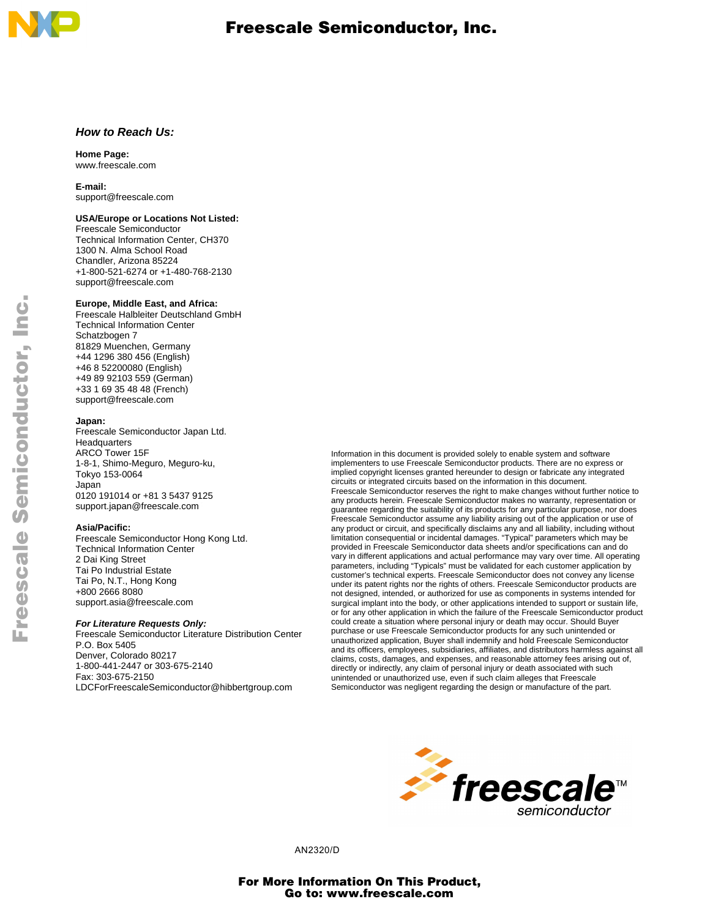### *How to Reach Us:*

**Home Page:**
www.freescale.com

**E-mail:**
support@freescale.com

**USA/Europe or Locations Not Listed:**
Freescale Semiconductor
Technical Information Center, CH370
1300 N. Alma School Road
Chandler, Arizona 85224
+1-800-521-6274 or +1-480-768-2130
support@freescale.com

**Europe, Middle East, and Africa:**
Freescale Halbleiter Deutschland GmbH
Technical Information Center
Schatzbogen 7
81829 Muenchen, Germany
+44 1296 380 456 (English)
+46 8 52200080 (English)
+49 89 92103 559 (German)
+33 1 69 35 48 48 (French)
support@freescale.com

**Japan:**
Freescale Semiconductor Japan Ltd.
Headquarters
ARCO Tower 15F
1-8-1, Shimo-Meguro, Meguro-ku,
Tokyo 153-0064
Japan
0120 191014 or +81 3 5437 9125
support.japan@freescale.com

**Asia/Pacific:**
Freescale Semiconductor Hong Kong Ltd.
Technical Information Center
2 Dai King Street
Tai Po Industrial Estate
Tai Po, N.T., Hong Kong
+800 2666 8080
support.asia@freescale.com

***For Literature Requests Only:***
Freescale Semiconductor Literature Distribution Center
P.O. Box 5405
Denver, Colorado 80217
1-800-441-2447 or 303-675-2140
Fax: 303-675-2150
LDCForFreescaleSemiconductor@hibbertgroup.com

Information in this document is provided solely to enable system and software implementers to use Freescale Semiconductor products. There are no express or implied copyright licenses granted hereunder to design or fabricate any integrated circuits or integrated circuits based on the information in this document.
Freescale Semiconductor reserves the right to make changes without further notice to any products herein. Freescale Semiconductor makes no warranty, representation or guarantee regarding the suitability of its products for any particular purpose, nor does Freescale Semiconductor assume any liability arising out of the application or use of any product or circuit, and specifically disclaims any and all liability, including without limitation consequential or incidental damages. "Typical" parameters which may be provided in Freescale Semiconductor data sheets and/or specifications can and do vary in different applications and actual performance may vary over time. All operating parameters, including "Typicals" must be validated for each customer application by customer's technical experts. Freescale Semiconductor does not convey any license under its patent rights nor the rights of others. Freescale Semiconductor products are not designed, intended, or authorized for use as components in systems intended for surgical implant into the body, or other applications intended to support or sustain life, or for any other application in which the failure of the Freescale Semiconductor product could create a situation where personal injury or death may occur. Should Buyer purchase or use Freescale Semiconductor products for any such unintended or unauthorized application, Buyer shall indemnify and hold Freescale Semiconductor and its officers, employees, subsidiaries, affiliates, and distributors harmless against all claims, costs, damages, and expenses, and reasonable attorney fees arising out of, directly or indirectly, any claim of personal injury or death associated with such unintended or unauthorized use, even if such claim alleges that Freescale Semiconductor was negligent regarding the design or manufacture of the part.

freescale™ semiconductor

AN2320/D